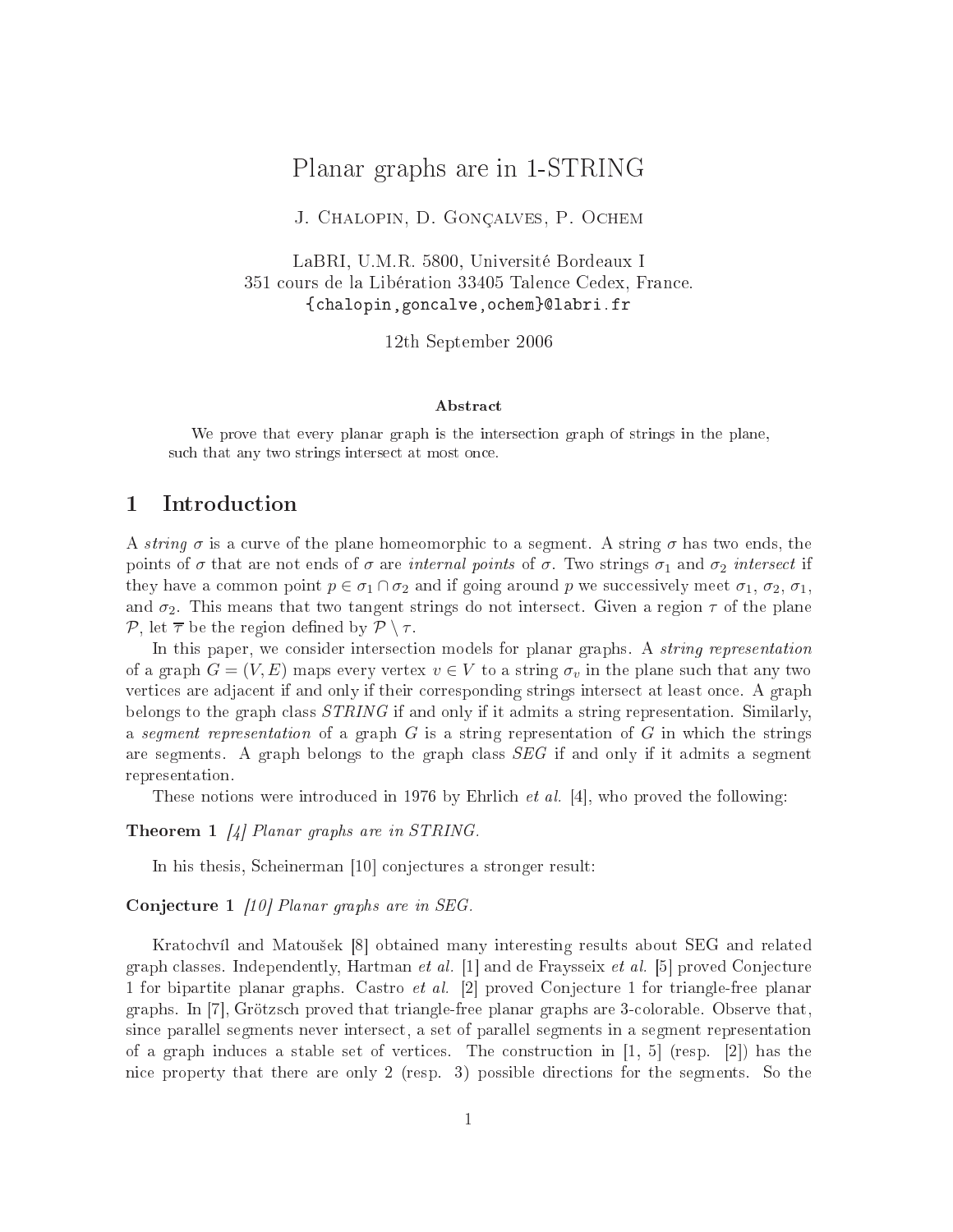# Planar graphs are in 1-STRING

J. Chalopin, D. Gonçalves, P. Ochem

LaBRI, U.M.R. 5800, Université Bordeaux I
351 cours de la Libération 33405 Talence Cedex, France.
{chalopin,goncalve,ochem}@labri.fr

12th September 2006

### Abstract

We prove that every planar graph is the intersection graph of strings in the plane, such that any two strings intersect at most once.

## 1 Introduction

A *string* $\sigma$ is a curve of the plane homeomorphic to a segment. A string $\sigma$ has two ends, the points of $\sigma$ that are not ends of $\sigma$ are *internal points* of $\sigma$. Two strings $\sigma_1$ and $\sigma_2$ *intersect* if they have a common point $p \in \sigma_1 \cap \sigma_2$ and if going around $p$ we successively meet $\sigma_1$, $\sigma_2$, $\sigma_1$, and $\sigma_2$. This means that two tangent strings do not intersect. Given a region $\tau$ of the plane $\mathcal{P}$, let $\overline{\tau}$ be the region defined by $\mathcal{P} \setminus \tau$.

In this paper, we consider intersection models for planar graphs. A *string representation* of a graph $G = (V, E)$ maps every vertex $v \in V$ to a string $\sigma_v$ in the plane such that any two vertices are adjacent if and only if their corresponding strings intersect at least once. A graph belongs to the graph class *STRING* if and only if it admits a string representation. Similarly, a *segment representation* of a graph $G$ is a string representation of $G$ in which the strings are segments. A graph belongs to the graph class *SEG* if and only if it admits a segment representation.

These notions were introduced in 1976 by Ehrlich *et al.* [4], who proved the following:

**Theorem 1** *[4] Planar graphs are in STRING.*

In his thesis, Scheinerman [10] conjectures a stronger result:

**Conjecture 1** *[10] Planar graphs are in SEG.*

Kratochvíl and Matoušek [8] obtained many interesting results about SEG and related graph classes. Independently, Hartman *et al.* [1] and de Fraysseix *et al.* [5] proved Conjecture 1 for bipartite planar graphs. Castro *et al.* [2] proved Conjecture 1 for triangle-free planar graphs. In [7], Grötzsch proved that triangle-free planar graphs are 3-colorable. Observe that, since parallel segments never intersect, a set of parallel segments in a segment representation of a graph induces a stable set of vertices. The construction in [1, 5] (resp. [2]) has the nice property that there are only 2 (resp. 3) possible directions for the segments. So the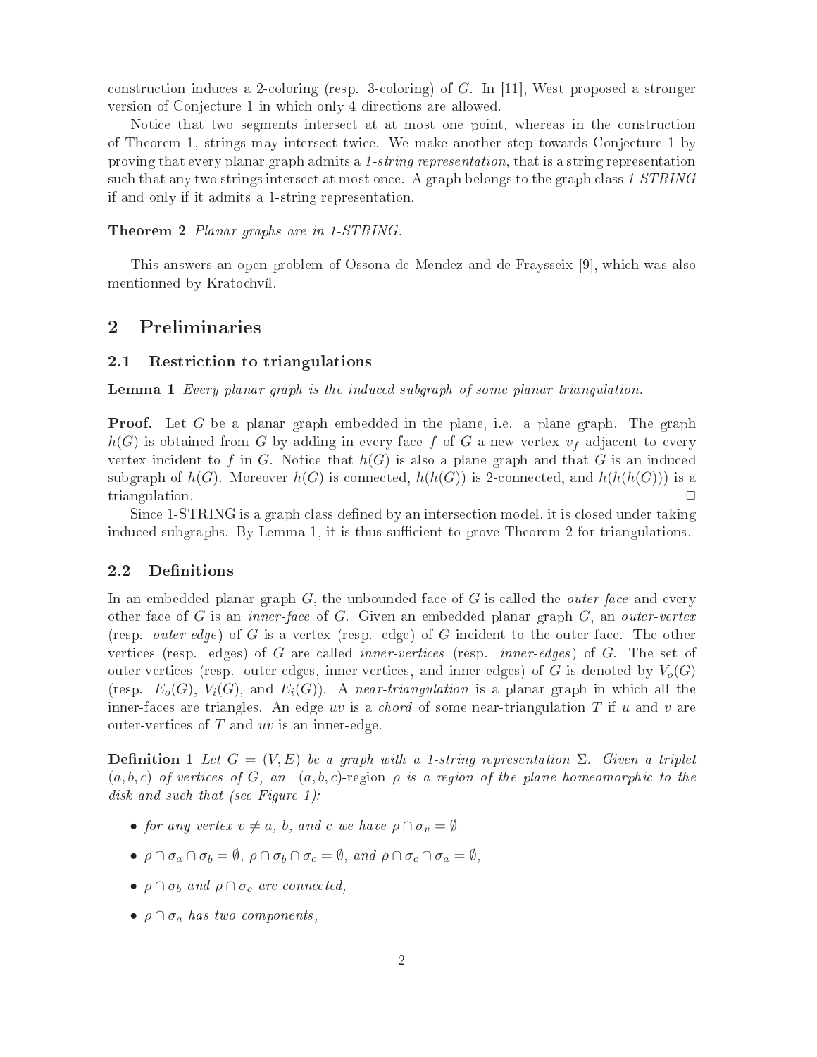construction induces a 2-coloring (resp. 3-coloring) of $G$. In [11], West proposed a stronger version of Conjecture 1 in which only 4 directions are allowed.

Notice that two segments intersect at at most one point, whereas in the construction of Theorem 1, strings may intersect twice. We make another step towards Conjecture 1 by proving that every planar graph admits a *1-string representation*, that is a string representation such that any two strings intersect at most once. A graph belongs to the graph class *1-STRING* if and only if it admits a 1-string representation.

**Theorem 2** *Planar graphs are in 1-STRING.*

This answers an open problem of Ossona de Mendez and de Fraysseix [9], which was also mentionned by Kratochvíl.

## 2 Preliminaries

### 2.1 Restriction to triangulations

**Lemma 1** *Every planar graph is the induced subgraph of some planar triangulation.*

**Proof.** Let $G$ be a planar graph embedded in the plane, i.e. a plane graph. The graph $h(G)$ is obtained from $G$ by adding in every face $f$ of $G$ a new vertex $v_f$ adjacent to every vertex incident to $f$ in $G$. Notice that $h(G)$ is also a plane graph and that $G$ is an induced subgraph of $h(G)$. Moreover $h(G)$ is connected, $h(h(G))$ is 2-connected, and $h(h(h(G)))$ is a triangulation. □

Since 1-STRING is a graph class defined by an intersection model, it is closed under taking induced subgraphs. By Lemma 1, it is thus sufficient to prove Theorem 2 for triangulations.

### 2.2 Definitions

In an embedded planar graph $G$, the unbounded face of $G$ is called the *outer-face* and every other face of $G$ is an *inner-face* of $G$. Given an embedded planar graph $G$, an *outer-vertex* (resp. *outer-edge*) of $G$ is a vertex (resp. edge) of $G$ incident to the outer face. The other vertices (resp. edges) of $G$ are called *inner-vertices* (resp. *inner-edges*) of $G$. The set of outer-vertices (resp. outer-edges, inner-vertices, and inner-edges) of $G$ is denoted by $V_o(G)$ (resp. $E_o(G)$, $V_i(G)$, and $E_i(G)$). A *near-triangulation* is a planar graph in which all the inner-faces are triangles. An edge $uv$ is a *chord* of some near-triangulation $T$ if $u$ and $v$ are outer-vertices of $T$ and $uv$ is an inner-edge.

**Definition 1** *Let $G = (V, E)$ be a graph with a 1-string representation $\Sigma$. Given a triplet $(a, b, c)$ of vertices of $G$, an $(a, b, c)$-region $\rho$ is a region of the plane homeomorphic to the disk and such that (see Figure 1):*

- *for any vertex $v \neq a$, $b$, and $c$ we have $\rho \cap \sigma_v = \emptyset$*
- *$\rho \cap \sigma_a \cap \sigma_b = \emptyset$, $\rho \cap \sigma_b \cap \sigma_c = \emptyset$, and $\rho \cap \sigma_c \cap \sigma_a = \emptyset$,*
- *$\rho \cap \sigma_b$ and $\rho \cap \sigma_c$ are connected,*
- *$\rho \cap \sigma_a$ has two components,*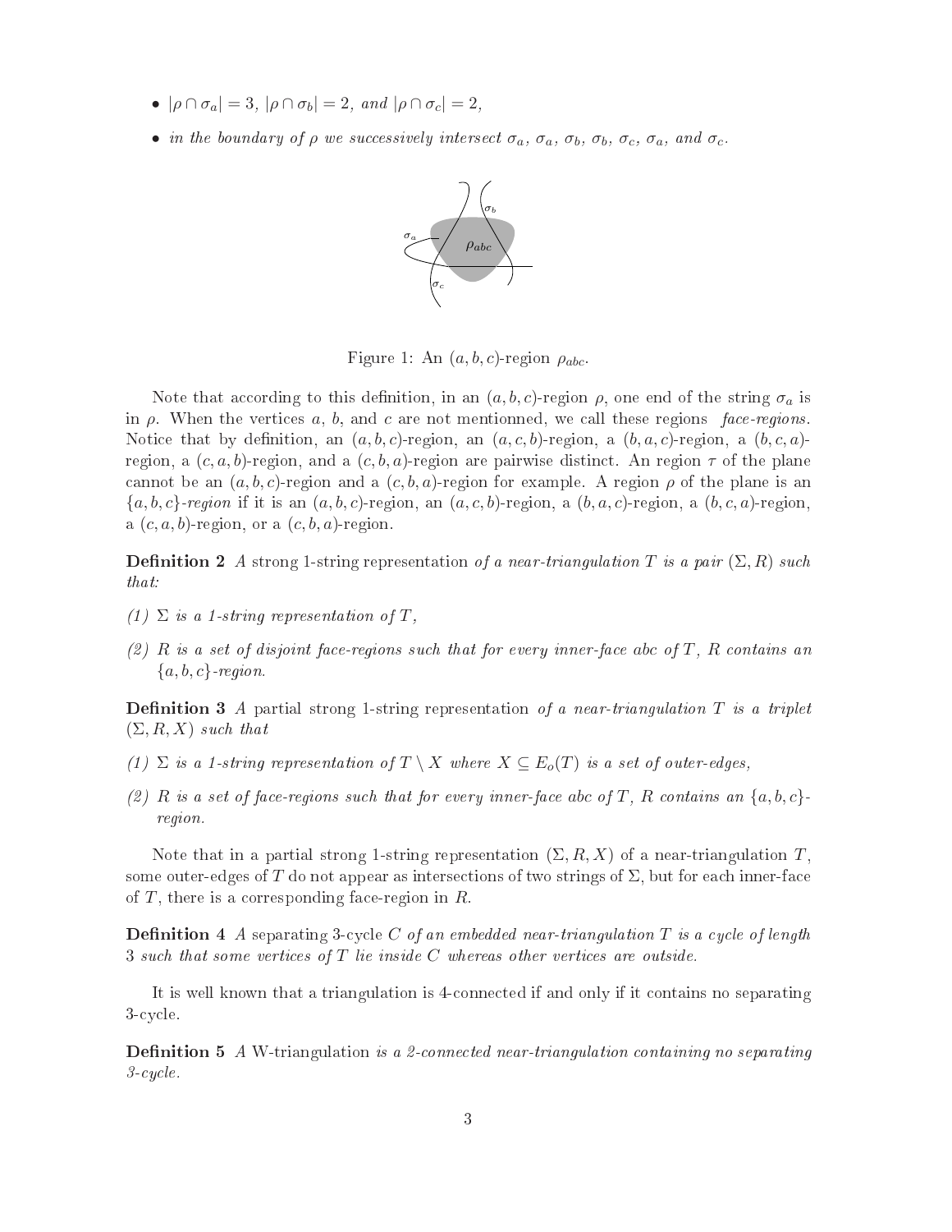- $|\rho \cap \sigma_a| = 3$, $|\rho \cap \sigma_b| = 2$, *and* $|\rho \cap \sigma_c| = 2$,
- *in the boundary of* $\rho$ *we successively intersect* $\sigma_a$, $\sigma_a$, $\sigma_b$, $\sigma_b$, $\sigma_c$, $\sigma_a$, *and* $\sigma_c$.

Figure 1: An $(a, b, c)$-region $\rho_{abc}$.

Note that according to this definition, in an $(a, b, c)$-region $\rho$, one end of the string $\sigma_a$ is in $\rho$. When the vertices $a$, $b$, and $c$ are not mentionned, we call these regions *face-regions*. Notice that by definition, an $(a, b, c)$-region, an $(a, c, b)$-region, a $(b, a, c)$-region, a $(b, c, a)$-region, a $(c, a, b)$-region, and a $(c, b, a)$-region are pairwise distinct. An region $\tau$ of the plane cannot be an $(a, b, c)$-region and a $(c, b, a)$-region for example. A region $\rho$ of the plane is an $\{a, b, c\}$*-region* if it is an $(a, b, c)$-region, an $(a, c, b)$-region, a $(b, a, c)$-region, a $(b, c, a)$-region, a $(c, a, b)$-region, or a $(c, b, a)$-region.

**Definition 2** *A* strong 1-string representation *of a near-triangulation* $T$ *is a pair* $(\Sigma, R)$ *such that:*

*(1)* $\Sigma$ *is a 1-string representation of* $T$,

*(2)* $R$ *is a set of disjoint face-regions such that for every inner-face* $abc$ *of* $T$, $R$ *contains an* $\{a, b, c\}$*-region.*

**Definition 3** *A* partial strong 1-string representation *of a near-triangulation* $T$ *is a triplet* $(\Sigma, R, X)$ *such that*

*(1)* $\Sigma$ *is a 1-string representation of* $T \setminus X$ *where* $X \subseteq E_o(T)$ *is a set of outer-edges,*

*(2)* $R$ *is a set of face-regions such that for every inner-face* $abc$ *of* $T$, $R$ *contains an* $\{a, b, c\}$*-region.*

Note that in a partial strong 1-string representation $(\Sigma, R, X)$ of a near-triangulation $T$, some outer-edges of $T$ do not appear as intersections of two strings of $\Sigma$, but for each inner-face of $T$, there is a corresponding face-region in $R$.

**Definition 4** *A* separating 3-cycle $C$ *of an embedded near-triangulation* $T$ *is a cycle of length 3 such that some vertices of* $T$ *lie inside* $C$ *whereas other vertices are outside.*

It is well known that a triangulation is 4-connected if and only if it contains no separating 3-cycle.

**Definition 5** *A* W-triangulation *is a 2-connected near-triangulation containing no separating 3-cycle.*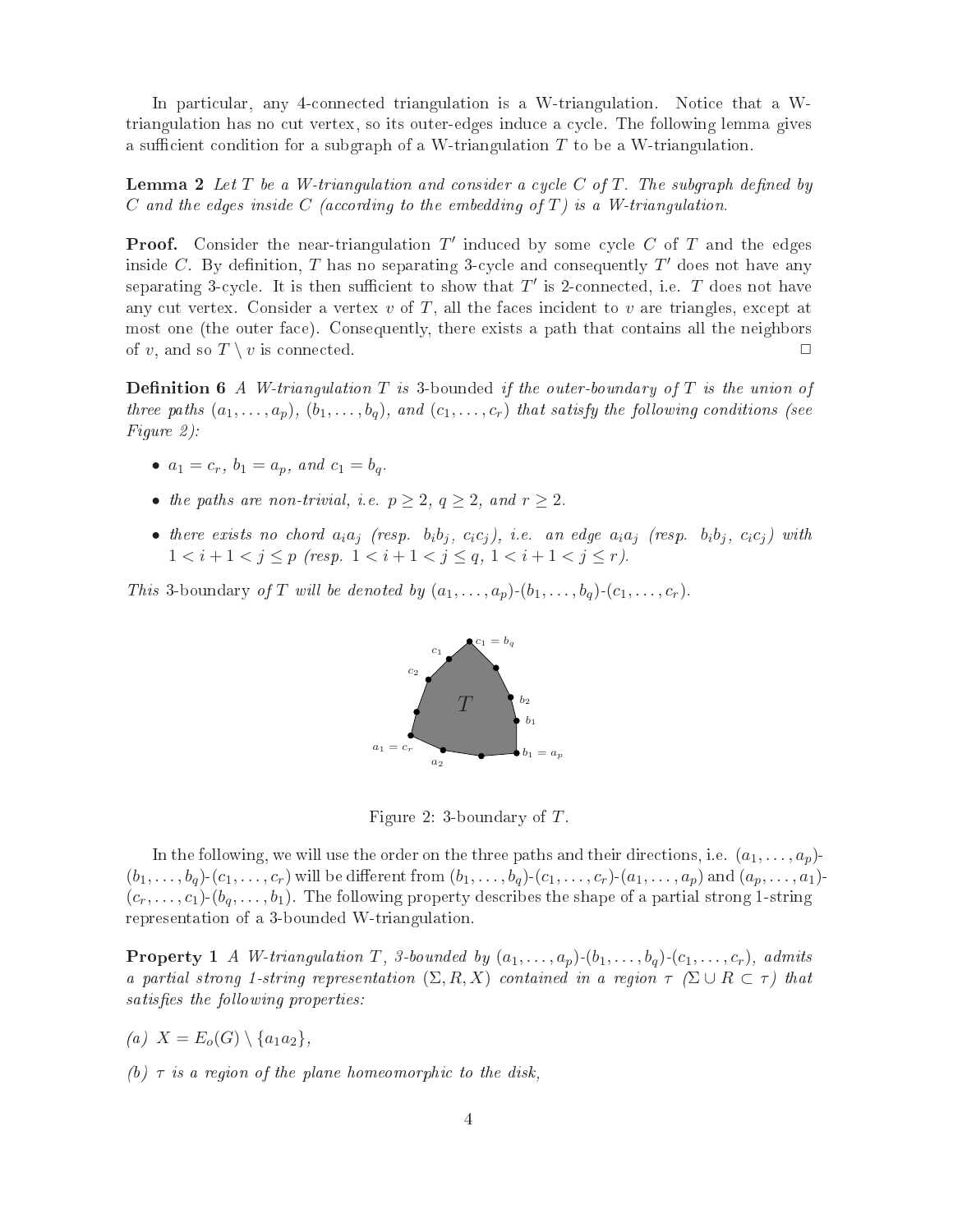In particular, any 4-connected triangulation is a W-triangulation. Notice that a W-triangulation has no cut vertex, so its outer-edges induce a cycle. The following lemma gives a sufficient condition for a subgraph of a W-triangulation $T$ to be a W-triangulation.

**Lemma 2** *Let $T$ be a W-triangulation and consider a cycle $C$ of $T$. The subgraph defined by $C$ and the edges inside $C$ (according to the embedding of $T$) is a W-triangulation.*

**Proof.** Consider the near-triangulation $T'$ induced by some cycle $C$ of $T$ and the edges inside $C$. By definition, $T$ has no separating 3-cycle and consequently $T'$ does not have any separating 3-cycle. It is then sufficient to show that $T'$ is 2-connected, i.e. $T$ does not have any cut vertex. Consider a vertex $v$ of $T$, all the faces incident to $v$ are triangles, except at most one (the outer face). Consequently, there exists a path that contains all the neighbors of $v$, and so $T \setminus v$ is connected. □

**Definition 6** *A W-triangulation $T$ is* 3-bounded *if the outer-boundary of $T$ is the union of three paths $(a_1, \ldots, a_p)$, $(b_1, \ldots, b_q)$, and $(c_1, \ldots, c_r)$ that satisfy the following conditions (see Figure 2):*

- *$a_1 = c_r$, $b_1 = a_p$, and $c_1 = b_q$.*
- *the paths are non-trivial, i.e. $p \geq 2$, $q \geq 2$, and $r \geq 2$.*
- *there exists no chord $a_i a_j$ (resp. $b_i b_j$, $c_i c_j$), i.e. an edge $a_i a_j$ (resp. $b_i b_j$, $c_i c_j$) with $1 < i + 1 < j \leq p$ (resp. $1 < i + 1 < j \leq q$, $1 < i + 1 < j \leq r$).*

*This* 3-boundary *of $T$ will be denoted by $(a_1, \ldots, a_p)$-$(b_1, \ldots, b_q)$-$(c_1, \ldots, c_r)$.*

Figure 2: 3-boundary of $T$.

In the following, we will use the order on the three paths and their directions, i.e. $(a_1, \ldots, a_p)$-$(b_1, \ldots, b_q)$-$(c_1, \ldots, c_r)$ will be different from $(b_1, \ldots, b_q)$-$(c_1, \ldots, c_r)$-$(a_1, \ldots, a_p)$ and $(a_p, \ldots, a_1)$-$(c_r, \ldots, c_1)$-$(b_q, \ldots, b_1)$. The following property describes the shape of a partial strong 1-string representation of a 3-bounded W-triangulation.

**Property 1** *A W-triangulation $T$, 3-bounded by $(a_1, \ldots, a_p)$-$(b_1, \ldots, b_q)$-$(c_1, \ldots, c_r)$, admits a partial strong 1-string representation $(\Sigma, R, X)$ contained in a region $\tau$ ($\Sigma \cup R \subset \tau$) that satisfies the following properties:*

*(a) $X = E_o(G) \setminus \{a_1 a_2\}$,*

*(b) $\tau$ is a region of the plane homeomorphic to the disk,*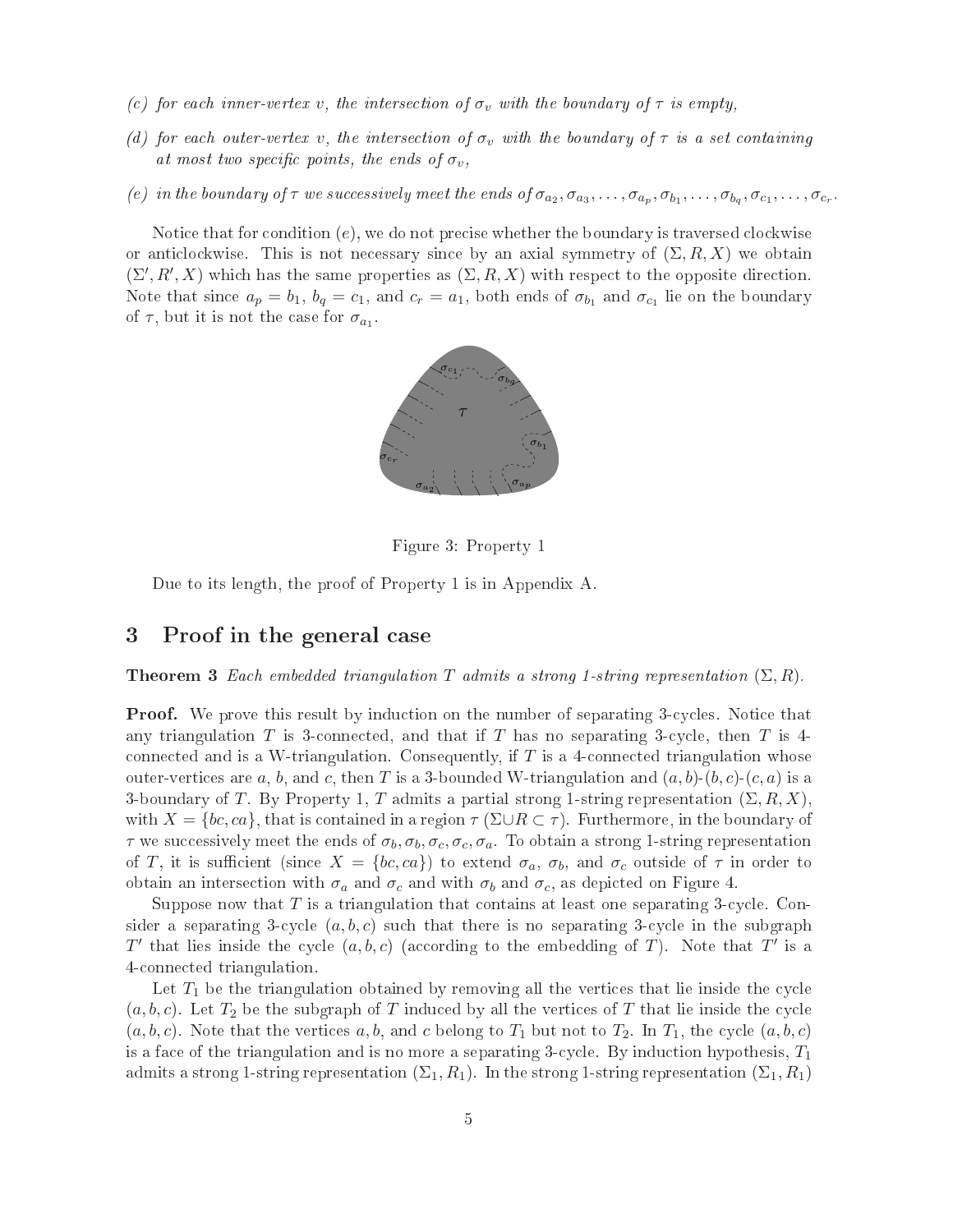*(c) for each inner-vertex $v$, the intersection of $\sigma_v$ with the boundary of $\tau$ is empty,*

*(d) for each outer-vertex $v$, the intersection of $\sigma_v$ with the boundary of $\tau$ is a set containing at most two specific points, the ends of $\sigma_v$,*

*(e) in the boundary of $\tau$ we successively meet the ends of $\sigma_{a_2}, \sigma_{a_3}, \ldots, \sigma_{a_p}, \sigma_{b_1}, \ldots, \sigma_{b_q}, \sigma_{c_1}, \ldots, \sigma_{c_r}$.*

Notice that for condition $(e)$, we do not precise whether the boundary is traversed clockwise or anticlockwise. This is not necessary since by an axial symmetry of $(\Sigma, R, X)$ we obtain $(\Sigma', R', X)$ which has the same properties as $(\Sigma, R, X)$ with respect to the opposite direction. Note that since $a_p = b_1$, $b_q = c_1$, and $c_r = a_1$, both ends of $\sigma_{b_1}$ and $\sigma_{c_1}$ lie on the boundary of $\tau$, but it is not the case for $\sigma_{a_1}$.

Figure 3: Property 1

Due to its length, the proof of Property 1 is in Appendix A.

## 3 Proof in the general case

**Theorem 3** *Each embedded triangulation $T$ admits a strong 1-string representation $(\Sigma, R)$.*

**Proof.** We prove this result by induction on the number of separating 3-cycles. Notice that any triangulation $T$ is 3-connected, and that if $T$ has no separating 3-cycle, then $T$ is 4-connected and is a W-triangulation. Consequently, if $T$ is a 4-connected triangulation whose outer-vertices are $a$, $b$, and $c$, then $T$ is a 3-bounded W-triangulation and $(a, b)$-$(b, c)$-$(c, a)$ is a 3-boundary of $T$. By Property 1, $T$ admits a partial strong 1-string representation $(\Sigma, R, X)$, with $X = \{bc, ca\}$, that is contained in a region $\tau$ ($\Sigma \cup R \subset \tau$). Furthermore, in the boundary of $\tau$ we successively meet the ends of $\sigma_b, \sigma_b, \sigma_c, \sigma_c, \sigma_a$. To obtain a strong 1-string representation of $T$, it is sufficient (since $X = \{bc, ca\}$) to extend $\sigma_a$, $\sigma_b$, and $\sigma_c$ outside of $\tau$ in order to obtain an intersection with $\sigma_a$ and $\sigma_c$ and with $\sigma_b$ and $\sigma_c$, as depicted on Figure 4.

Suppose now that $T$ is a triangulation that contains at least one separating 3-cycle. Consider a separating 3-cycle $(a, b, c)$ such that there is no separating 3-cycle in the subgraph $T'$ that lies inside the cycle $(a, b, c)$ (according to the embedding of $T$). Note that $T'$ is a 4-connected triangulation.

Let $T_1$ be the triangulation obtained by removing all the vertices that lie inside the cycle $(a, b, c)$. Let $T_2$ be the subgraph of $T$ induced by all the vertices of $T$ that lie inside the cycle $(a, b, c)$. Note that the vertices $a$, $b$, and $c$ belong to $T_1$ but not to $T_2$. In $T_1$, the cycle $(a, b, c)$ is a face of the triangulation and is no more a separating 3-cycle. By induction hypothesis, $T_1$ admits a strong 1-string representation $(\Sigma_1, R_1)$. In the strong 1-string representation $(\Sigma_1, R_1)$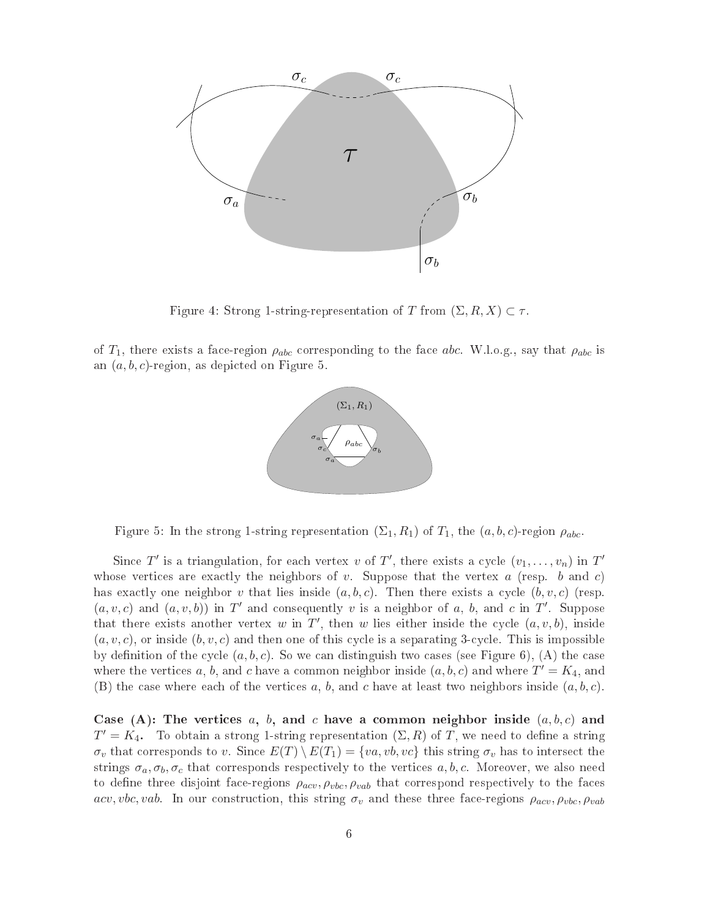Figure 4: Strong 1-string-representation of $T$ from $(\Sigma, R, X) \subset \tau$.

of $T_1$, there exists a face-region $\rho_{abc}$ corresponding to the face $abc$. W.l.o.g., say that $\rho_{abc}$ is an $(a, b, c)$-region, as depicted on Figure 5.

Figure 5: In the strong 1-string representation $(\Sigma_1, R_1)$ of $T_1$, the $(a, b, c)$-region $\rho_{abc}$.

Since $T'$ is a triangulation, for each vertex $v$ of $T'$, there exists a cycle $(v_1, \ldots, v_n)$ in $T'$ whose vertices are exactly the neighbors of $v$. Suppose that the vertex $a$ (resp. $b$ and $c$) has exactly one neighbor $v$ that lies inside $(a, b, c)$. Then there exists a cycle $(b, v, c)$ (resp. $(a, v, c)$ and $(a, v, b)$) in $T'$ and consequently $v$ is a neighbor of $a$, $b$, and $c$ in $T'$. Suppose that there exists another vertex $w$ in $T'$, then $w$ lies either inside the cycle $(a, v, b)$, inside $(a, v, c)$, or inside $(b, v, c)$ and then one of this cycle is a separating 3-cycle. This is impossible by definition of the cycle $(a, b, c)$. So we can distinguish two cases (see Figure 6), (A) the case where the vertices $a$, $b$, and $c$ have a common neighbor inside $(a, b, c)$ and where $T' = K_4$, and (B) the case where each of the vertices $a$, $b$, and $c$ have at least two neighbors inside $(a, b, c)$.

**Case (A): The vertices $a$, $b$, and $c$ have a common neighbor inside $(a, b, c)$ and $T' = K_4$.** To obtain a strong 1-string representation $(\Sigma, R)$ of $T$, we need to define a string $\sigma_v$ that corresponds to $v$. Since $E(T) \setminus E(T_1) = \{va, vb, vc\}$ this string $\sigma_v$ has to intersect the strings $\sigma_a, \sigma_b, \sigma_c$ that corresponds respectively to the vertices $a, b, c$. Moreover, we also need to define three disjoint face-regions $\rho_{acv}, \rho_{vbc}, \rho_{vab}$ that correspond respectively to the faces $acv, vbc, vab$. In our construction, this string $\sigma_v$ and these three face-regions $\rho_{acv}, \rho_{vbc}, \rho_{vab}$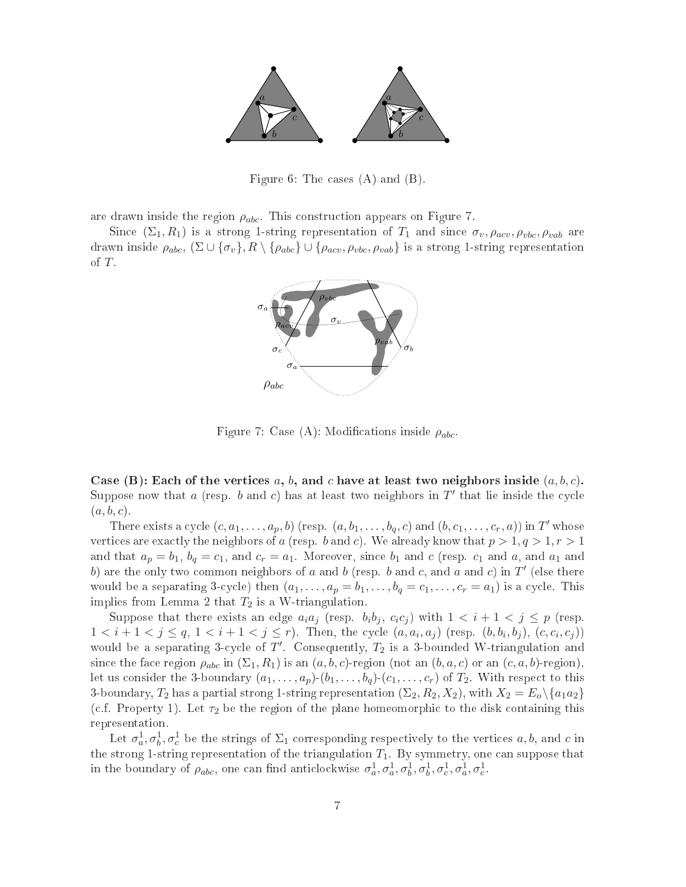Figure 6: The cases (A) and (B).

are drawn inside the region $\rho_{abc}$. This construction appears on Figure 7.

Since $(\Sigma_1, R_1)$ is a strong 1-string representation of $T_1$ and since $\sigma_v, \rho_{acv}, \rho_{vbc}, \rho_{vab}$ are drawn inside $\rho_{abc}$, $(\Sigma \cup \{\sigma_v\}, R \setminus \{\rho_{abc}\} \cup \{\rho_{acv}, \rho_{vbc}, \rho_{vab}\}$ is a strong 1-string representation of $T$.

Figure 7: Case (A): Modifications inside $\rho_{abc}$.

**Case (B): Each of the vertices $a$, $b$, and $c$ have at least two neighbors inside $(a, b, c)$.** Suppose now that $a$ (resp. $b$ and $c$) has at least two neighbors in $T'$ that lie inside the cycle $(a, b, c)$.

There exists a cycle $(c, a_1, \ldots, a_p, b)$ (resp. $(a, b_1, \ldots, b_q, c)$ and $(b, c_1, \ldots, c_r, a)$) in $T'$ whose vertices are exactly the neighbors of $a$ (resp. $b$ and $c$). We already know that $p > 1, q > 1, r > 1$ and that $a_p = b_1$, $b_q = c_1$, and $c_r = a_1$. Moreover, since $b_1$ and $c$ (resp. $c_1$ and $a$, and $a_1$ and $b$) are the only two common neighbors of $a$ and $b$ (resp. $b$ and $c$, and $a$ and $c$) in $T'$ (else there would be a separating 3-cycle) then $(a_1, \ldots, a_p = b_1, \ldots, b_q = c_1, \ldots, c_r = a_1)$ is a cycle. This implies from Lemma 2 that $T_2$ is a W-triangulation.

Suppose that there exists an edge $a_i a_j$ (resp. $b_i b_j$, $c_i c_j$) with $1 < i + 1 < j \leq p$ (resp. $1 < i + 1 < j \leq q$, $1 < i + 1 < j \leq r$). Then, the cycle $(a, a_i, a_j)$ (resp. $(b, b_i, b_j)$, $(c, c_i, c_j)$) would be a separating 3-cycle of $T'$. Consequently, $T_2$ is a 3-bounded W-triangulation and since the face region $\rho_{abc}$ in $(\Sigma_1, R_1)$ is an $(a, b, c)$-region (not an $(b, a, c)$ or an $(c, a, b)$-region), let us consider the 3-boundary $(a_1, \ldots, a_p)$-$(b_1, \ldots, b_q)$-$(c_1, \ldots, c_r)$ of $T_2$. With respect to this 3-boundary, $T_2$ has a partial strong 1-string representation $(\Sigma_2, R_2, X_2)$, with $X_2 = E_o \setminus \{a_1 a_2\}$ (c.f. Property 1). Let $\tau_2$ be the region of the plane homeomorphic to the disk containing this representation.

Let $\sigma_a^1, \sigma_b^1, \sigma_c^1$ be the strings of $\Sigma_1$ corresponding respectively to the vertices $a, b$, and $c$ in the strong 1-string representation of the triangulation $T_1$. By symmetry, one can suppose that in the boundary of $\rho_{abc}$, one can find anticlockwise $\sigma_a^1, \sigma_a^1, \sigma_b^1, \sigma_b^1, \sigma_c^1, \sigma_a^1, \sigma_c^1$.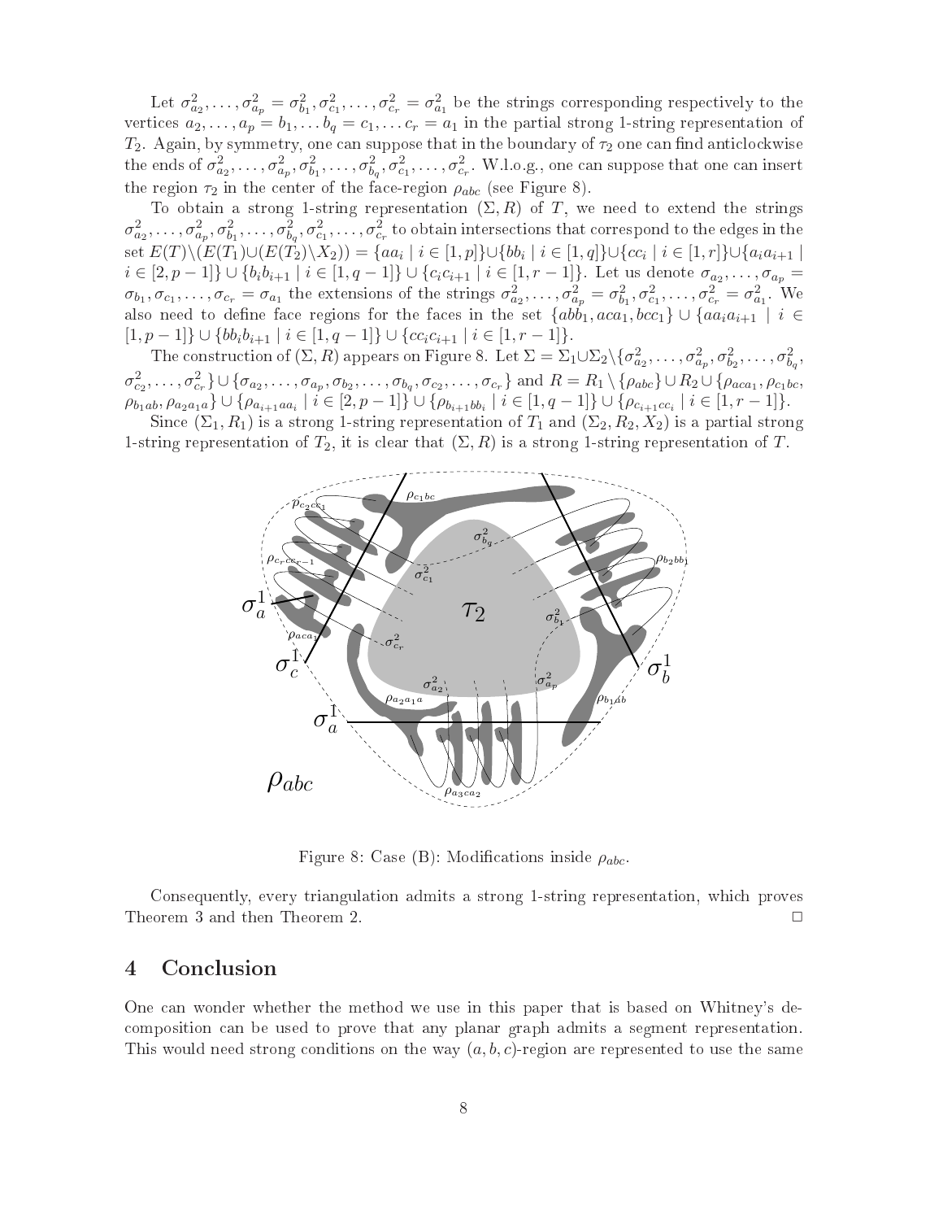Let $\sigma^2_{a_2}, \ldots, \sigma^2_{a_p} = \sigma^2_{b_1}, \sigma^2_{c_1}, \ldots, \sigma^2_{c_r} = \sigma^2_{a_1}$ be the strings corresponding respectively to the vertices $a_2, \ldots, a_p = b_1, \ldots b_q = c_1, \ldots c_r = a_1$ in the partial strong 1-string representation of $T_2$. Again, by symmetry, one can suppose that in the boundary of $\tau_2$ one can find anticlockwise the ends of $\sigma^2_{a_2}, \ldots, \sigma^2_{a_p}, \sigma^2_{b_1}, \ldots, \sigma^2_{b_q}, \sigma^2_{c_1}, \ldots, \sigma^2_{c_r}$. W.l.o.g., one can suppose that one can insert the region $\tau_2$ in the center of the face-region $\rho_{abc}$ (see Figure 8).

To obtain a strong 1-string representation $(\Sigma, R)$ of $T$, we need to extend the strings $\sigma^2_{a_2}, \ldots, \sigma^2_{a_p}, \sigma^2_{b_1}, \ldots, \sigma^2_{b_q}, \sigma^2_{c_1}, \ldots, \sigma^2_{c_r}$ to obtain intersections that correspond to the edges in the set $E(T) \setminus (E(T_1) \cup (E(T_2) \setminus X_2)) = \{aa_i \mid i \in [1,p]\} \cup \{bb_i \mid i \in [1,q]\} \cup \{cc_i \mid i \in [1,r]\} \cup \{a_i a_{i+1} \mid i \in [2, p-1]\} \cup \{b_i b_{i+1} \mid i \in [1, q-1]\} \cup \{c_i c_{i+1} \mid i \in [1, r-1]\}$. Let us denote $\sigma_{a_2}, \ldots, \sigma_{a_p} = \sigma_{b_1}, \sigma_{c_1}, \ldots, \sigma_{c_r} = \sigma_{a_1}$ the extensions of the strings $\sigma^2_{a_2}, \ldots, \sigma^2_{a_p} = \sigma^2_{b_1}, \sigma^2_{c_1}, \ldots, \sigma^2_{c_r} = \sigma^2_{a_1}$. We also need to define face regions for the faces in the set $\{abb_1, aca_1, bcc_1\} \cup \{aa_i a_{i+1} \mid i \in [1, p-1]\} \cup \{bb_i b_{i+1} \mid i \in [1, q-1]\} \cup \{cc_i c_{i+1} \mid i \in [1, r-1]\}$.

The construction of $(\Sigma, R)$ appears on Figure 8. Let $\Sigma = \Sigma_1 \cup \Sigma_2 \setminus \{\sigma^2_{a_2}, \ldots, \sigma^2_{a_p}, \sigma^2_{b_2}, \ldots, \sigma^2_{b_q}, \sigma^2_{c_2}, \ldots, \sigma^2_{c_r}\} \cup \{\sigma_{a_2}, \ldots, \sigma_{a_p}, \sigma_{b_2}, \ldots, \sigma_{b_q}, \sigma_{c_2}, \ldots, \sigma_{c_r}\}$ and $R = R_1 \setminus \{\rho_{abc}\} \cup R_2 \cup \{\rho_{aca_1}, \rho_{c_1bc}, \rho_{b_1ab}, \rho_{a_2a_1a}\} \cup \{\rho_{a_{i+1}aa_i} \mid i \in [2, p-1]\} \cup \{\rho_{b_{i+1}bb_i} \mid i \in [1, q-1]\} \cup \{\rho_{c_{i+1}cc_i} \mid i \in [1, r-1]\}$.

Since $(\Sigma_1, R_1)$ is a strong 1-string representation of $T_1$ and $(\Sigma_2, R_2, X_2)$ is a partial strong 1-string representation of $T_2$, it is clear that $(\Sigma, R)$ is a strong 1-string representation of $T$.

Figure 8: Case (B): Modifications inside $\rho_{abc}$.

Consequently, every triangulation admits a strong 1-string representation, which proves Theorem 3 and then Theorem 2. □

## 4 Conclusion

One can wonder whether the method we use in this paper that is based on Whitney's decomposition can be used to prove that any planar graph admits a segment representation. This would need strong conditions on the way $(a, b, c)$-region are represented to use the same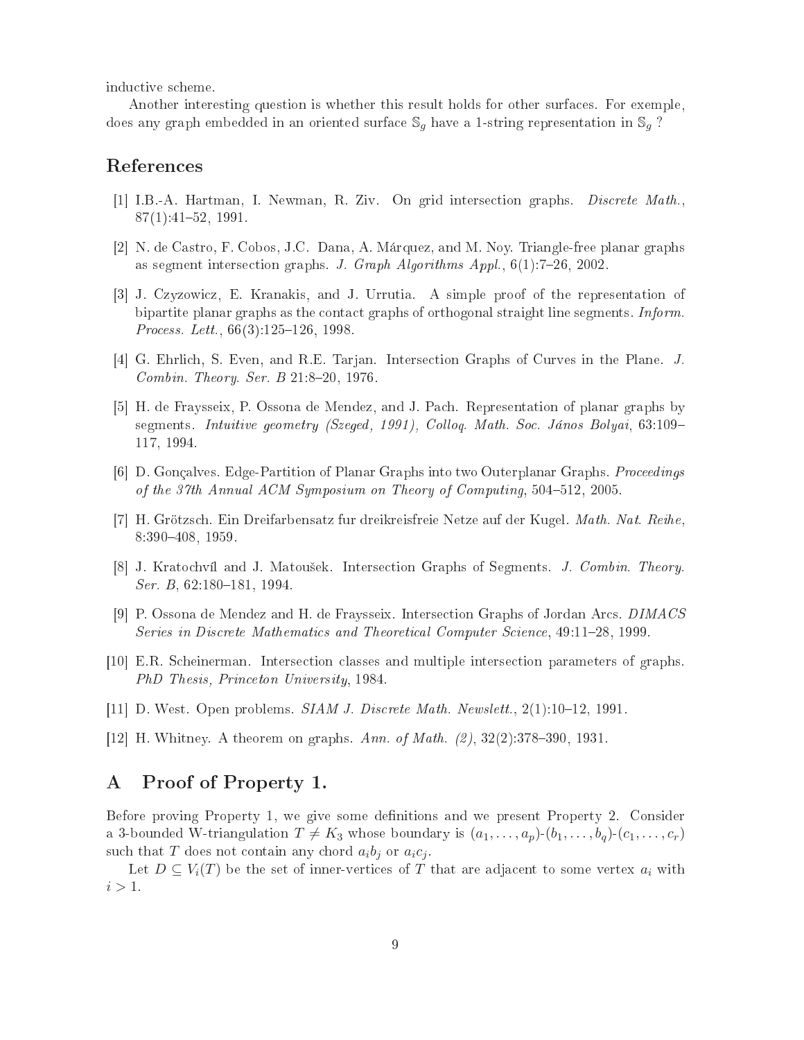inductive scheme.

Another interesting question is whether this result holds for other surfaces. For exemple, does any graph embedded in an oriented surface $\mathbb{S}_g$ have a 1-string representation in $\mathbb{S}_g$ ?

## References

[1] I.B.-A. Hartman, I. Newman, R. Ziv. On grid intersection graphs. *Discrete Math.*, 87(1):41–52, 1991.

[2] N. de Castro, F. Cobos, J.C. Dana, A. Márquez, and M. Noy. Triangle-free planar graphs as segment intersection graphs. *J. Graph Algorithms Appl.*, 6(1):7–26, 2002.

[3] J. Czyzowicz, E. Kranakis, and J. Urrutia. A simple proof of the representation of bipartite planar graphs as the contact graphs of orthogonal straight line segments. *Inform. Process. Lett.*, 66(3):125–126, 1998.

[4] G. Ehrlich, S. Even, and R.E. Tarjan. Intersection Graphs of Curves in the Plane. *J. Combin. Theory. Ser. B* 21:8–20, 1976.

[5] H. de Fraysseix, P. Ossona de Mendez, and J. Pach. Representation of planar graphs by segments. *Intuitive geometry (Szeged, 1991), Colloq. Math. Soc. János Bolyai*, 63:109–117, 1994.

[6] D. Gonçalves. Edge-Partition of Planar Graphs into two Outerplanar Graphs. *Proceedings of the 37th Annual ACM Symposium on Theory of Computing*, 504–512, 2005.

[7] H. Grötzsch. Ein Dreifarbensatz fur dreikreisfreie Netze auf der Kugel. *Math. Nat. Reihe*, 8:390–408, 1959.

[8] J. Kratochvíl and J. Matoušek. Intersection Graphs of Segments. *J. Combin. Theory. Ser. B*, 62:180–181, 1994.

[9] P. Ossona de Mendez and H. de Fraysseix. Intersection Graphs of Jordan Arcs. *DIMACS Series in Discrete Mathematics and Theoretical Computer Science*, 49:11–28, 1999.

[10] E.R. Scheinerman. Intersection classes and multiple intersection parameters of graphs. *PhD Thesis, Princeton University*, 1984.

[11] D. West. Open problems. *SIAM J. Discrete Math. Newslett.*, 2(1):10–12, 1991.

[12] H. Whitney. A theorem on graphs. *Ann. of Math. (2)*, 32(2):378–390, 1931.

## A Proof of Property 1.

Before proving Property 1, we give some definitions and we present Property 2. Consider a 3-bounded W-triangulation $T \neq K_3$ whose boundary is $(a_1, \ldots, a_p)$-$(b_1, \ldots, b_q)$-$(c_1, \ldots, c_r)$ such that $T$ does not contain any chord $a_ib_j$ or $a_ic_j$.

Let $D \subseteq V_i(T)$ be the set of inner-vertices of $T$ that are adjacent to some vertex $a_i$ with $i > 1$.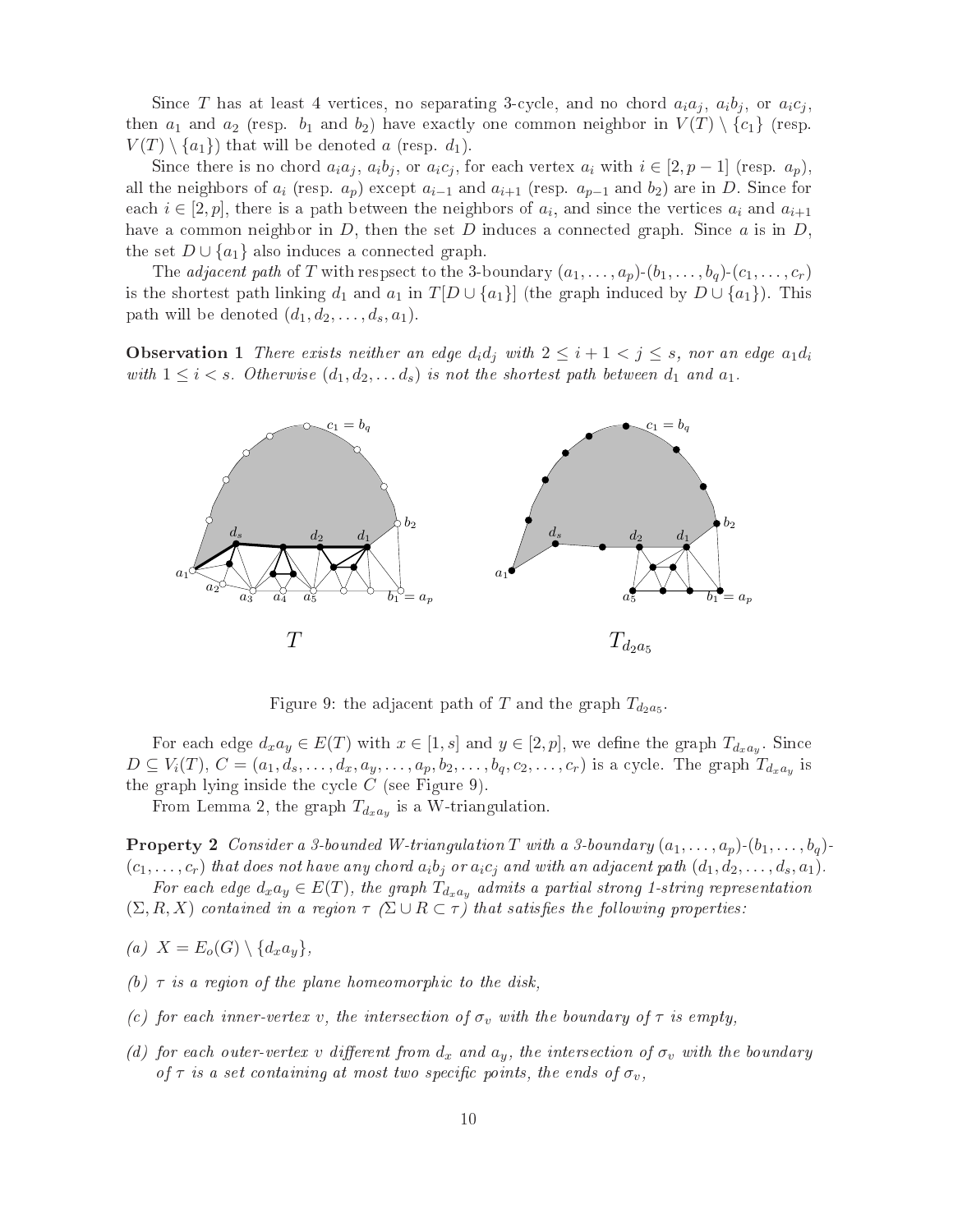Since $T$ has at least 4 vertices, no separating 3-cycle, and no chord $a_ia_j$, $a_ib_j$, or $a_ic_j$, then $a_1$ and $a_2$ (resp. $b_1$ and $b_2$) have exactly one common neighbor in $V(T) \setminus \{c_1\}$ (resp. $V(T) \setminus \{a_1\}$) that will be denoted $a$ (resp. $d_1$).

Since there is no chord $a_ia_j$, $a_ib_j$, or $a_ic_j$, for each vertex $a_i$ with $i \in [2, p-1]$ (resp. $a_p$), all the neighbors of $a_i$ (resp. $a_p$) except $a_{i-1}$ and $a_{i+1}$ (resp. $a_{p-1}$ and $b_2$) are in $D$. Since for each $i \in [2, p]$, there is a path between the neighbors of $a_i$, and since the vertices $a_i$ and $a_{i+1}$ have a common neighbor in $D$, then the set $D$ induces a connected graph. Since $a$ is in $D$, the set $D \cup \{a_1\}$ also induces a connected graph.

The *adjacent path* of $T$ with respsect to the 3-boundary $(a_1, \dots, a_p)$-$(b_1, \dots, b_q)$-$(c_1, \dots, c_r)$ is the shortest path linking $d_1$ and $a_1$ in $T[D \cup \{a_1\}]$ (the graph induced by $D \cup \{a_1\}$). This path will be denoted $(d_1, d_2, \dots, d_s, a_1)$.

**Observation 1** *There exists neither an edge $d_id_j$ with $2 \leq i+1 < j \leq s$, nor an edge $a_1d_i$ with $1 \leq i < s$. Otherwise $(d_1, d_2, \dots d_s)$ is not the shortest path between $d_1$ and $a_1$.*

Figure 9: the adjacent path of $T$ and the graph $T_{d_2a_5}$.

For each edge $d_xa_y \in E(T)$ with $x \in [1, s]$ and $y \in [2, p]$, we define the graph $T_{d_xa_y}$. Since $D \subseteq V_i(T)$, $C = (a_1, d_s, \dots, d_x, a_y, \dots, a_p, b_2, \dots, b_q, c_2, \dots, c_r)$ is a cycle. The graph $T_{d_xa_y}$ is the graph lying inside the cycle $C$ (see Figure 9).

From Lemma 2, the graph $T_{d_xa_y}$ is a W-triangulation.

**Property 2** *Consider a 3-bounded W-triangulation $T$ with a 3-boundary $(a_1, \dots, a_p)$-$(b_1, \dots, b_q)$-$(c_1, \dots, c_r)$ that does not have any chord $a_ib_j$ or $a_ic_j$ and with an adjacent path $(d_1, d_2, \dots, d_s, a_1)$.*

*For each edge $d_xa_y \in E(T)$, the graph $T_{d_xa_y}$ admits a partial strong 1-string representation $(\Sigma, R, X)$ contained in a region $\tau$ ($\Sigma \cup R \subset \tau$) that satisfies the following properties:*

*(a) $X = E_o(G) \setminus \{d_xa_y\}$,*

*(b) $\tau$ is a region of the plane homeomorphic to the disk,*

*(c) for each inner-vertex $v$, the intersection of $\sigma_v$ with the boundary of $\tau$ is empty,*

*(d) for each outer-vertex $v$ different from $d_x$ and $a_y$, the intersection of $\sigma_v$ with the boundary of $\tau$ is a set containing at most two specific points, the ends of $\sigma_v$,*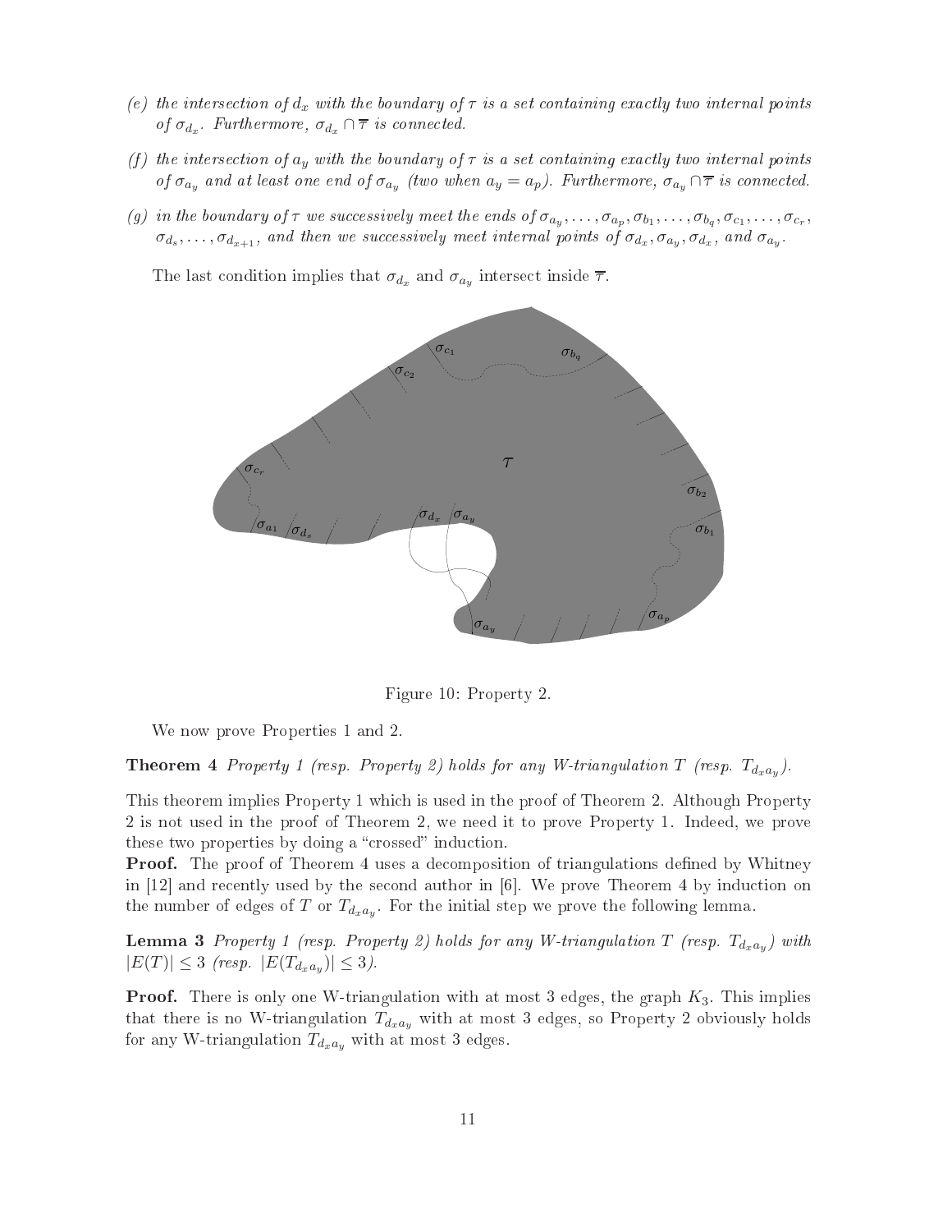*(e) the intersection of $d_x$ with the boundary of $\tau$ is a set containing exactly two internal points of $\sigma_{d_x}$. Furthermore, $\sigma_{d_x} \cap \overline{\tau}$ is connected.*

*(f) the intersection of $a_y$ with the boundary of $\tau$ is a set containing exactly two internal points of $\sigma_{a_y}$ and at least one end of $\sigma_{a_y}$ (two when $a_y = a_p$). Furthermore, $\sigma_{a_y} \cap \overline{\tau}$ is connected.*

*(g) in the boundary of $\tau$ we successively meet the ends of $\sigma_{a_y}, \ldots, \sigma_{a_p}, \sigma_{b_1}, \ldots, \sigma_{b_q}, \sigma_{c_1}, \ldots, \sigma_{c_r}$, $\sigma_{d_s}, \ldots, \sigma_{d_{x+1}}$, and then we successively meet internal points of $\sigma_{d_x}, \sigma_{a_y}, \sigma_{d_x}$, and $\sigma_{a_y}$.*

The last condition implies that $\sigma_{d_x}$ and $\sigma_{a_y}$ intersect inside $\overline{\tau}$.

Figure 10: Property 2.

We now prove Properties 1 and 2.

**Theorem 4** *Property 1 (resp. Property 2) holds for any W-triangulation $T$ (resp. $T_{d_x a_y}$).*

This theorem implies Property 1 which is used in the proof of Theorem 2. Although Property 2 is not used in the proof of Theorem 2, we need it to prove Property 1. Indeed, we prove these two properties by doing a "crossed" induction.

**Proof.** The proof of Theorem 4 uses a decomposition of triangulations defined by Whitney in [12] and recently used by the second author in [6]. We prove Theorem 4 by induction on the number of edges of $T$ or $T_{d_x a_y}$. For the initial step we prove the following lemma.

**Lemma 3** *Property 1 (resp. Property 2) holds for any W-triangulation $T$ (resp. $T_{d_x a_y}$) with $|E(T)| \leq 3$ (resp. $|E(T_{d_x a_y})| \leq 3$).*

**Proof.** There is only one W-triangulation with at most 3 edges, the graph $K_3$. This implies that there is no W-triangulation $T_{d_x a_y}$ with at most 3 edges, so Property 2 obviously holds for any W-triangulation $T_{d_x a_y}$ with at most 3 edges.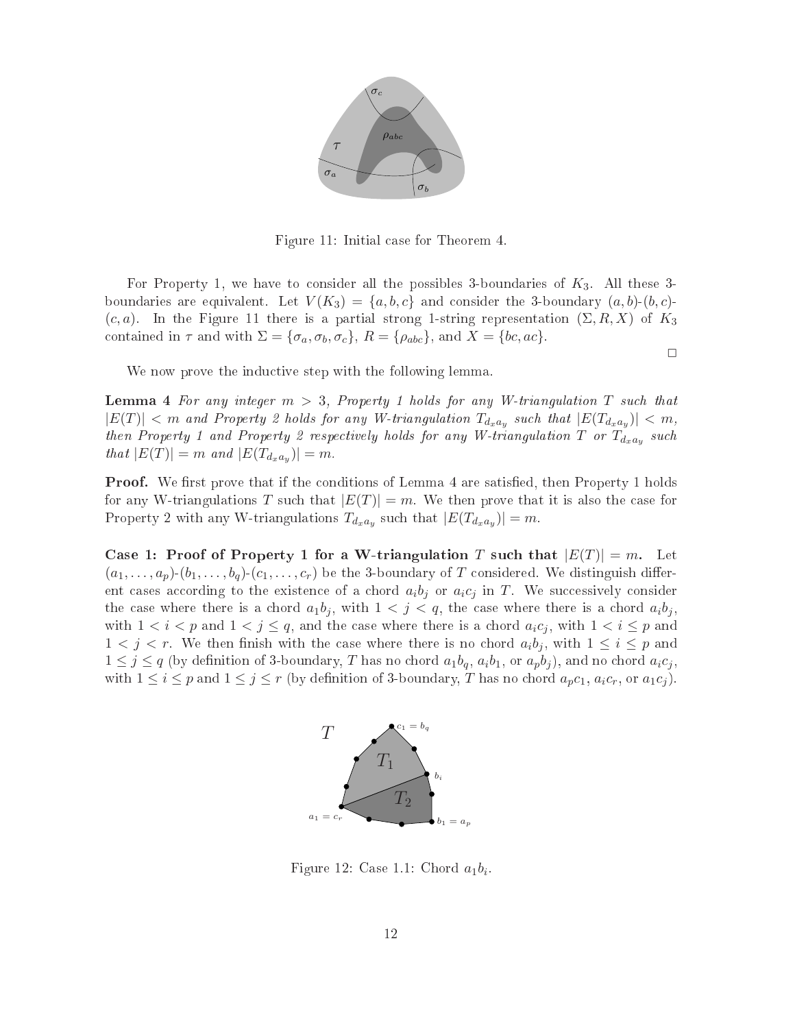Figure 11: Initial case for Theorem 4.

For Property 1, we have to consider all the possibles 3-boundaries of $K_3$. All these 3-boundaries are equivalent. Let $V(K_3) = \{a, b, c\}$ and consider the 3-boundary $(a, b)$-$(b, c)$-$(c, a)$. In the Figure 11 there is a partial strong 1-string representation $(\Sigma, R, X)$ of $K_3$ contained in $\tau$ and with $\Sigma = \{\sigma_a, \sigma_b, \sigma_c\}$, $R = \{\rho_{abc}\}$, and $X = \{bc, ac\}$.

□

We now prove the inductive step with the following lemma.

**Lemma 4** *For any integer $m > 3$, Property 1 holds for any W-triangulation $T$ such that $|E(T)| < m$ and Property 2 holds for any W-triangulation $T_{d_x a_y}$ such that $|E(T_{d_x a_y})| < m$, then Property 1 and Property 2 respectively holds for any W-triangulation $T$ or $T_{d_x a_y}$ such that $|E(T)| = m$ and $|E(T_{d_x a_y})| = m$.*

**Proof.** We first prove that if the conditions of Lemma 4 are satisfied, then Property 1 holds for any W-triangulations $T$ such that $|E(T)| = m$. We then prove that it is also the case for Property 2 with any W-triangulations $T_{d_x a_y}$ such that $|E(T_{d_x a_y})| = m$.

**Case 1: Proof of Property 1 for a W-triangulation $T$ such that $|E(T)| = m$.** Let $(a_1, \ldots, a_p)$-$(b_1, \ldots, b_q)$-$(c_1, \ldots, c_r)$ be the 3-boundary of $T$ considered. We distinguish different cases according to the existence of a chord $a_i b_j$ or $a_i c_j$ in $T$. We successively consider the case where there is a chord $a_1 b_j$, with $1 < j < q$, the case where there is a chord $a_i b_j$, with $1 < i < p$ and $1 < j \leq q$, and the case where there is a chord $a_i c_j$, with $1 < i \leq p$ and $1 < j < r$. We then finish with the case where there is no chord $a_i b_j$, with $1 \leq i \leq p$ and $1 \leq j \leq q$ (by definition of 3-boundary, $T$ has no chord $a_1 b_q$, $a_i b_1$, or $a_p b_j$), and no chord $a_i c_j$, with $1 \leq i \leq p$ and $1 \leq j \leq r$ (by definition of 3-boundary, $T$ has no chord $a_p c_1$, $a_i c_r$, or $a_1 c_j$).

Figure 12: Case 1.1: Chord $a_1 b_i$.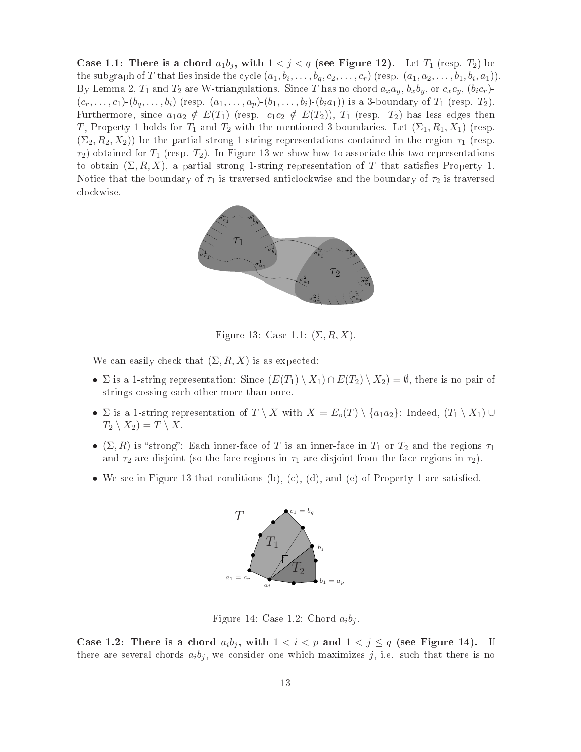**Case 1.1: There is a chord $a_1b_j$, with $1 < j < q$ (see Figure 12).** Let $T_1$ (resp. $T_2$) be the subgraph of $T$ that lies inside the cycle $(a_1, b_i, \ldots, b_q, c_2, \ldots, c_r)$ (resp. $(a_1, a_2, \ldots, b_1, b_i, a_1)$). By Lemma 2, $T_1$ and $T_2$ are W-triangulations. Since $T$ has no chord $a_xa_y$, $b_xb_y$, or $c_xc_y$, $(b_ic_r)$-$(c_r, \ldots, c_1)$-$(b_q, \ldots, b_i)$ (resp. $(a_1, \ldots, a_p)$-$(b_1, \ldots, b_i)$-$(b_ia_1)$) is a 3-boundary of $T_1$ (resp. $T_2$). Furthermore, since $a_1a_2 \notin E(T_1)$ (resp. $c_1c_2 \notin E(T_2)$), $T_1$ (resp. $T_2$) has less edges then $T$, Property 1 holds for $T_1$ and $T_2$ with the mentioned 3-boundaries. Let $(\Sigma_1, R_1, X_1)$ (resp. $(\Sigma_2, R_2, X_2)$) be the partial strong 1-string representations contained in the region $\tau_1$ (resp. $\tau_2$) obtained for $T_1$ (resp. $T_2$). In Figure 13 we show how to associate this two representations to obtain $(\Sigma, R, X)$, a partial strong 1-string representation of $T$ that satisfies Property 1. Notice that the boundary of $\tau_1$ is traversed anticlockwise and the boundary of $\tau_2$ is traversed clockwise.

Figure 13: Case 1.1: $(\Sigma, R, X)$.

We can easily check that $(\Sigma, R, X)$ is as expected:

- $\Sigma$ is a 1-string representation: Since $(E(T_1) \setminus X_1) \cap E(T_2) \setminus X_2) = \emptyset$, there is no pair of strings cossing each other more than once.
- $\Sigma$ is a 1-string representation of $T \setminus X$ with $X = E_o(T) \setminus \{a_1a_2\}$: Indeed, $(T_1 \setminus X_1) \cup T_2 \setminus X_2) = T \setminus X$.
- $(\Sigma, R)$ is "strong": Each inner-face of $T$ is an inner-face in $T_1$ or $T_2$ and the regions $\tau_1$ and $\tau_2$ are disjoint (so the face-regions in $\tau_1$ are disjoint from the face-regions in $\tau_2$).
- We see in Figure 13 that conditions (b), (c), (d), and (e) of Property 1 are satisfied.

Figure 14: Case 1.2: Chord $a_ib_j$.

**Case 1.2: There is a chord $a_ib_j$, with $1 < i < p$ and $1 < j \leq q$ (see Figure 14).** If there are several chords $a_ib_j$, we consider one which maximizes $j$, i.e. such that there is no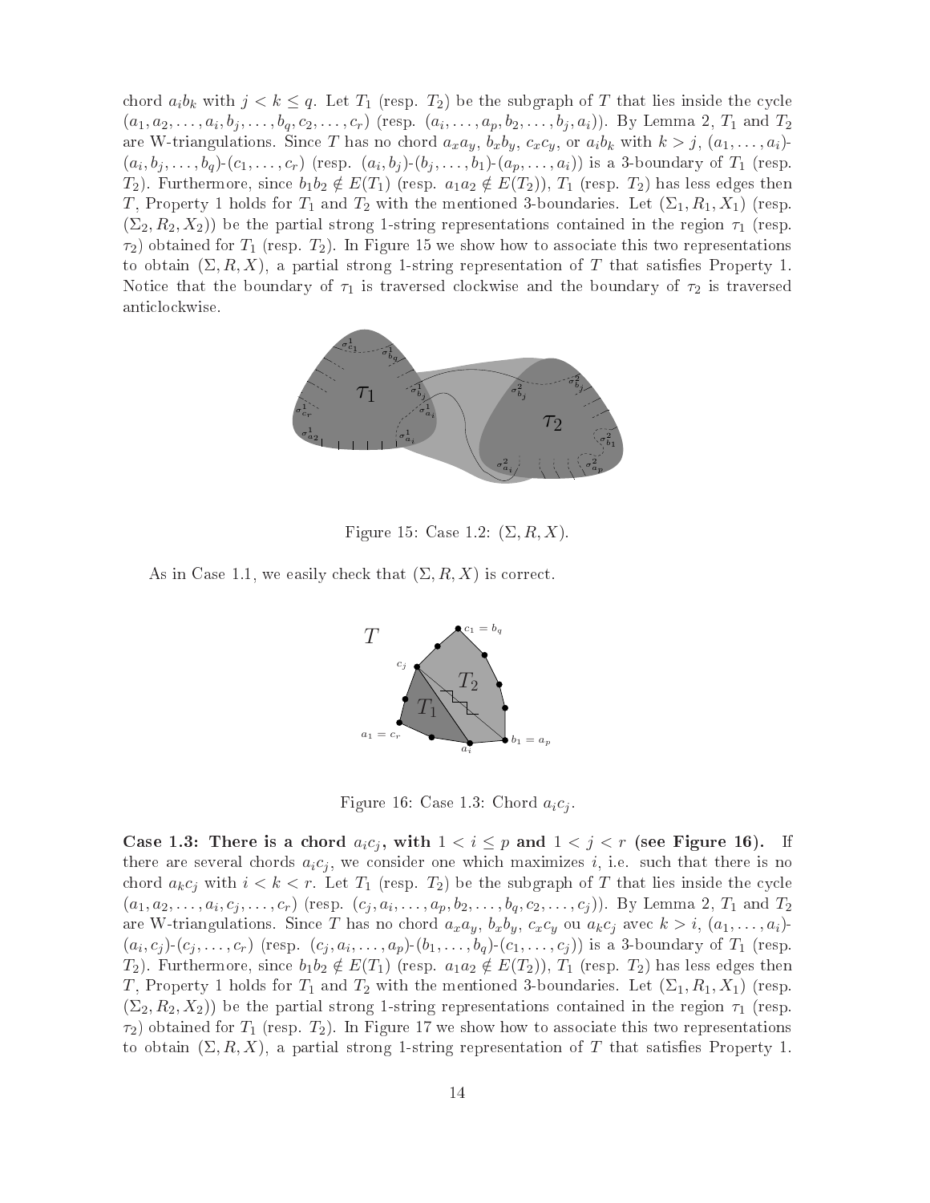chord $a_i b_k$ with $j < k \leq q$. Let $T_1$ (resp. $T_2$) be the subgraph of $T$ that lies inside the cycle $(a_1, a_2, \ldots, a_i, b_j, \ldots, b_q, c_2, \ldots, c_r)$ (resp. $(a_i, \ldots, a_p, b_2, \ldots, b_j, a_i)$). By Lemma 2, $T_1$ and $T_2$ are W-triangulations. Since $T$ has no chord $a_x a_y$, $b_x b_y$, $c_x c_y$, or $a_i b_k$ with $k > j$, $(a_1, \ldots, a_i)$-$(a_i, b_j, \ldots, b_q)$-$(c_1, \ldots, c_r)$ (resp. $(a_i, b_j)$-$(b_j, \ldots, b_1)$-$(a_p, \ldots, a_i)$) is a 3-boundary of $T_1$ (resp. $T_2$). Furthermore, since $b_1 b_2 \notin E(T_1)$ (resp. $a_1 a_2 \notin E(T_2)$), $T_1$ (resp. $T_2$) has less edges then $T$, Property 1 holds for $T_1$ and $T_2$ with the mentioned 3-boundaries. Let $(\Sigma_1, R_1, X_1)$ (resp. $(\Sigma_2, R_2, X_2)$) be the partial strong 1-string representations contained in the region $\tau_1$ (resp. $\tau_2$) obtained for $T_1$ (resp. $T_2$). In Figure 15 we show how to associate this two representations to obtain $(\Sigma, R, X)$, a partial strong 1-string representation of $T$ that satisfies Property 1. Notice that the boundary of $\tau_1$ is traversed clockwise and the boundary of $\tau_2$ is traversed anticlockwise.

Figure 15: Case 1.2: $(\Sigma, R, X)$.

As in Case 1.1, we easily check that $(\Sigma, R, X)$ is correct.

Figure 16: Case 1.3: Chord $a_i c_j$.

**Case 1.3: There is a chord $a_i c_j$, with $1 < i \leq p$ and $1 < j < r$ (see Figure 16).** If there are several chords $a_i c_j$, we consider one which maximizes $i$, i.e. such that there is no chord $a_k c_j$ with $i < k < r$. Let $T_1$ (resp. $T_2$) be the subgraph of $T$ that lies inside the cycle $(a_1, a_2, \ldots, a_i, c_j, \ldots, c_r)$ (resp. $(c_j, a_i, \ldots, a_p, b_2, \ldots, b_q, c_2, \ldots, c_j)$). By Lemma 2, $T_1$ and $T_2$ are W-triangulations. Since $T$ has no chord $a_x a_y$, $b_x b_y$, $c_x c_y$ ou $a_k c_j$ avec $k > i$, $(a_1, \ldots, a_i)$-$(a_i, c_j)$-$(c_j, \ldots, c_r)$ (resp. $(c_j, a_i, \ldots, a_p)$-$(b_1, \ldots, b_q)$-$(c_1, \ldots, c_j)$) is a 3-boundary of $T_1$ (resp. $T_2$). Furthermore, since $b_1 b_2 \notin E(T_1)$ (resp. $a_1 a_2 \notin E(T_2)$), $T_1$ (resp. $T_2$) has less edges then $T$, Property 1 holds for $T_1$ and $T_2$ with the mentioned 3-boundaries. Let $(\Sigma_1, R_1, X_1)$ (resp. $(\Sigma_2, R_2, X_2)$) be the partial strong 1-string representations contained in the region $\tau_1$ (resp. $\tau_2$) obtained for $T_1$ (resp. $T_2$). In Figure 17 we show how to associate this two representations to obtain $(\Sigma, R, X)$, a partial strong 1-string representation of $T$ that satisfies Property 1.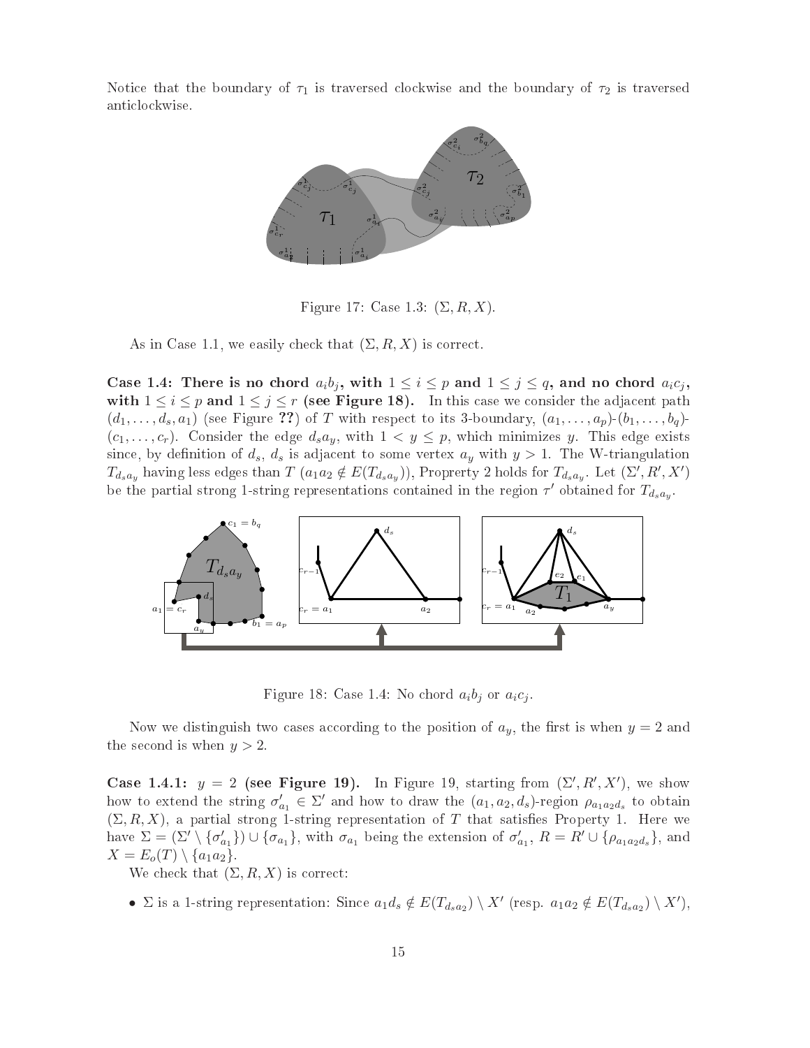Notice that the boundary of $\tau_1$ is traversed clockwise and the boundary of $\tau_2$ is traversed anticlockwise.

Figure 17: Case 1.3: $(\Sigma, R, X)$.

As in Case 1.1, we easily check that $(\Sigma, R, X)$ is correct.

**Case 1.4: There is no chord $a_ib_j$, with $1 \le i \le p$ and $1 \le j \le q$, and no chord $a_ic_j$, with $1 \le i \le p$ and $1 \le j \le r$ (see Figure 18).** In this case we consider the adjacent path $(d_1, \ldots, d_s, a_1)$ (see Figure ??) of $T$ with respect to its 3-boundary, $(a_1, \ldots, a_p)$-$(b_1, \ldots, b_q)$-$(c_1, \ldots, c_r)$. Consider the edge $d_sa_y$, with $1 < y \le p$, which minimizes $y$. This edge exists since, by definition of $d_s$, $d_s$ is adjacent to some vertex $a_y$ with $y > 1$. The W-triangulation $T_{d_sa_y}$ having less edges than $T$ ($a_1a_2 \notin E(T_{d_sa_y})$), Proprerty 2 holds for $T_{d_sa_y}$. Let $(\Sigma', R', X')$ be the partial strong 1-string representations contained in the region $\tau'$ obtained for $T_{d_sa_y}$.

Figure 18: Case 1.4: No chord $a_ib_j$ or $a_ic_j$.

Now we distinguish two cases according to the position of $a_y$, the first is when $y = 2$ and the second is when $y > 2$.

**Case 1.4.1: $y = 2$ (see Figure 19).** In Figure 19, starting from $(\Sigma', R', X')$, we show how to extend the string $\sigma'_{a_1} \in \Sigma'$ and how to draw the $(a_1, a_2, d_s)$-region $\rho_{a_1a_2d_s}$ to obtain $(\Sigma, R, X)$, a partial strong 1-string representation of $T$ that satisfies Property 1. Here we have $\Sigma = (\Sigma' \setminus \{\sigma'_{a_1}\}) \cup \{\sigma_{a_1}\}$, with $\sigma_{a_1}$ being the extension of $\sigma'_{a_1}$, $R = R' \cup \{\rho_{a_1a_2d_s}\}$, and $X = E_o(T) \setminus \{a_1a_2\}$.

We check that $(\Sigma, R, X)$ is correct:

- $\Sigma$ is a 1-string representation: Since $a_1d_s \notin E(T_{d_sa_2}) \setminus X'$ (resp. $a_1a_2 \notin E(T_{d_sa_2}) \setminus X'$),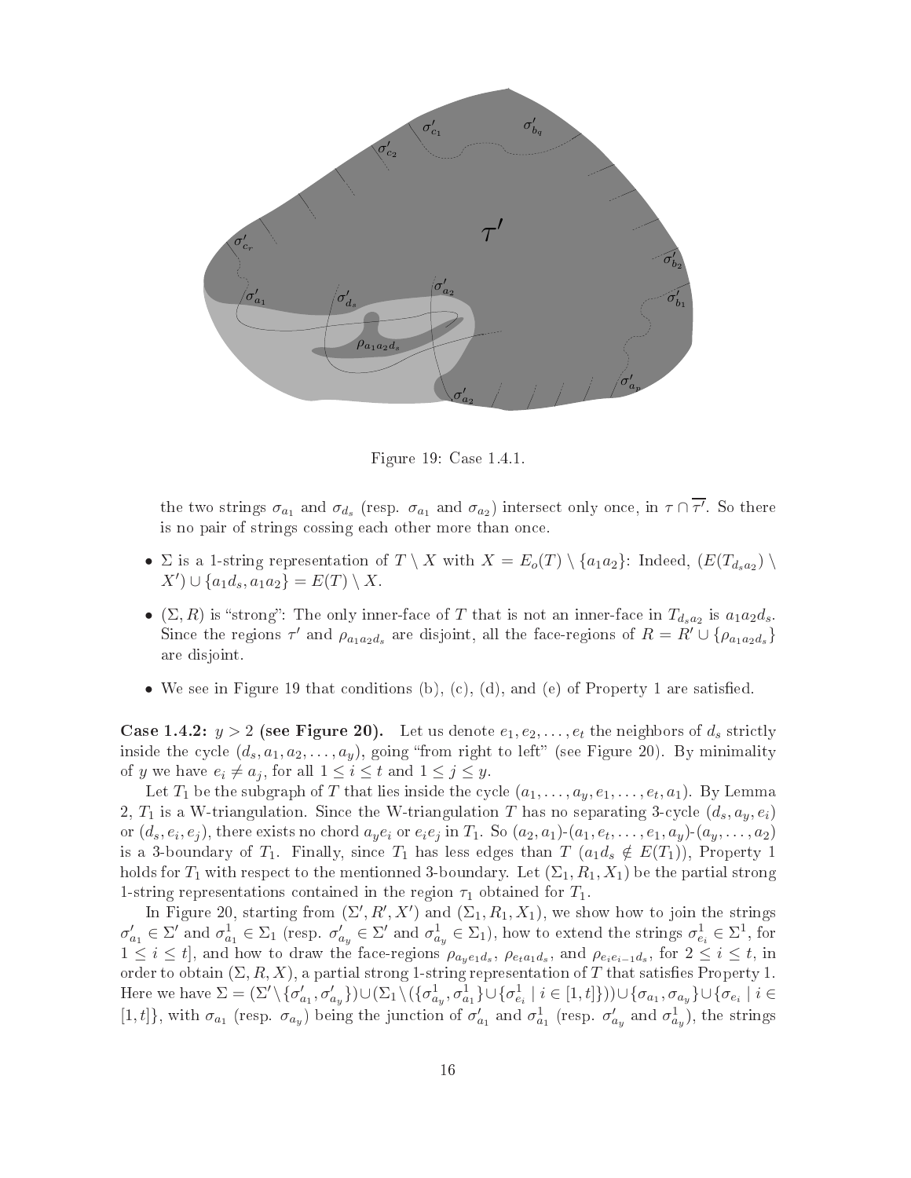Figure 19: Case 1.4.1.

the two strings $\sigma_{a_1}$ and $\sigma_{d_s}$ (resp. $\sigma_{a_1}$ and $\sigma_{a_2}$) intersect only once, in $\tau \cap \overline{\tau'}$. So there is no pair of strings cossing each other more than once.

- $\Sigma$ is a 1-string representation of $T \setminus X$ with $X = E_o(T) \setminus \{a_1a_2\}$: Indeed, $(E(T_{d_s a_2}) \setminus X') \cup \{a_1 d_s, a_1 a_2\} = E(T) \setminus X$.
- $(\Sigma, R)$ is "strong": The only inner-face of $T$ that is not an inner-face in $T_{d_s a_2}$ is $a_1 a_2 d_s$. Since the regions $\tau'$ and $\rho_{a_1 a_2 d_s}$ are disjoint, all the face-regions of $R = R' \cup \{\rho_{a_1 a_2 d_s}\}$ are disjoint.
- We see in Figure 19 that conditions (b), (c), (d), and (e) of Property 1 are satisfied.

**Case 1.4.2: $y > 2$ (see Figure 20).** Let us denote $e_1, e_2, \ldots, e_t$ the neighbors of $d_s$ strictly inside the cycle $(d_s, a_1, a_2, \ldots, a_y)$, going "from right to left" (see Figure 20). By minimality of $y$ we have $e_i \neq a_j$, for all $1 \leq i \leq t$ and $1 \leq j \leq y$.

Let $T_1$ be the subgraph of $T$ that lies inside the cycle $(a_1, \ldots, a_y, e_1, \ldots, e_t, a_1)$. By Lemma 2, $T_1$ is a W-triangulation. Since the W-triangulation $T$ has no separating 3-cycle $(d_s, a_y, e_i)$ or $(d_s, e_i, e_j)$, there exists no chord $a_y e_i$ or $e_i e_j$ in $T_1$. So $(a_2, a_1)$-$(a_1, e_t, \ldots, e_1, a_y)$-$(a_y, \ldots, a_2)$ is a 3-boundary of $T_1$. Finally, since $T_1$ has less edges than $T$ ($a_1 d_s \notin E(T_1)$), Property 1 holds for $T_1$ with respect to the mentionned 3-boundary. Let $(\Sigma_1, R_1, X_1)$ be the partial strong 1-string representations contained in the region $\tau_1$ obtained for $T_1$.

In Figure 20, starting from $(\Sigma', R', X')$ and $(\Sigma_1, R_1, X_1)$, we show how to join the strings $\sigma'_{a_1} \in \Sigma'$ and $\sigma^1_{a_1} \in \Sigma_1$ (resp. $\sigma'_{a_y} \in \Sigma'$ and $\sigma^1_{a_y} \in \Sigma_1$), how to extend the strings $\sigma^1_{e_i} \in \Sigma^1$, for $1 \leq i \leq t$], and how to draw the face-regions $\rho_{a_y e_1 d_s}$, $\rho_{e_t a_1 d_s}$, and $\rho_{e_i e_{i-1} d_s}$, for $2 \leq i \leq t$, in order to obtain $(\Sigma, R, X)$, a partial strong 1-string representation of $T$ that satisfies Property 1. Here we have $\Sigma = (\Sigma' \setminus \{\sigma'_{a_1}, \sigma'_{a_y}\}) \cup (\Sigma_1 \setminus (\{\sigma^1_{a_y}, \sigma^1_{a_1}\} \cup \{\sigma^1_{e_i} \mid i \in [1,t]\})) \cup \{\sigma_{a_1}, \sigma_{a_y}\} \cup \{\sigma_{e_i} \mid i \in [1,t]\}$, with $\sigma_{a_1}$ (resp. $\sigma_{a_y}$) being the junction of $\sigma'_{a_1}$ and $\sigma^1_{a_1}$ (resp. $\sigma'_{a_y}$ and $\sigma^1_{a_y}$), the strings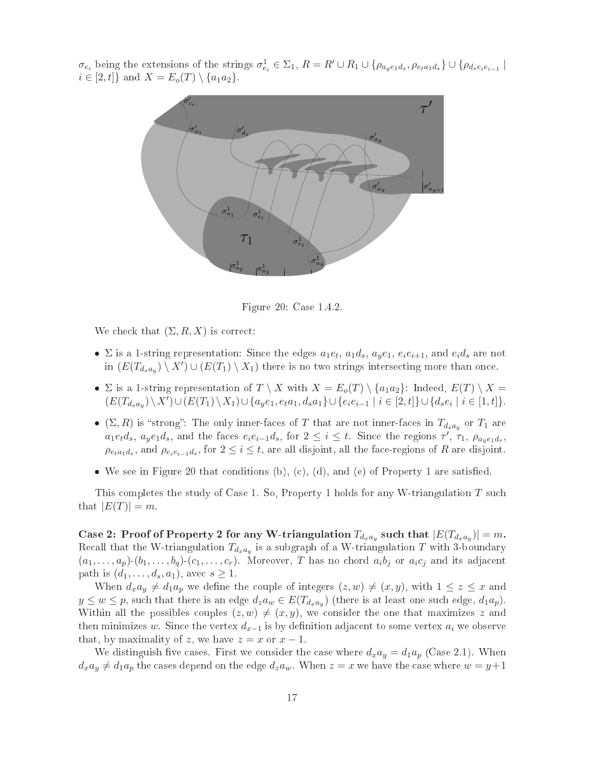$\sigma_{e_i}$ being the extensions of the strings $\sigma^1_{e_i} \in \Sigma_1$, $R = R' \cup R_1 \cup \{\rho_{a_y e_1 d_s}, \rho_{e_t a_1 d_s}\} \cup \{\rho_{d_s e_i e_{i-1}} \mid i \in [2,t]\}$ and $X = E_o(T) \setminus \{a_1 a_2\}$.

Figure 20: Case 1.4.2.

We check that $(\Sigma, R, X)$ is correct:

- $\Sigma$ is a 1-string representation: Since the edges $a_1e_t$, $a_1d_s$, $a_ye_1$, $e_ie_{i+1}$, and $e_id_s$ are not in $(E(T_{d_sa_y}) \setminus X') \cup (E(T_1) \setminus X_1)$ there is no two strings intersecting more than once.
- $\Sigma$ is a 1-string representation of $T \setminus X$ with $X = E_o(T) \setminus \{a_1a_2\}$: Indeed, $E(T) \setminus X = (E(T_{d_sa_y}) \setminus X') \cup (E(T_1) \setminus X_1) \cup \{a_ye_1, e_ta_1, d_sa_1\} \cup \{e_ie_{i-1} \mid i \in [2,t]\} \cup \{d_se_i \mid i \in [1,t]\}$.
- $(\Sigma, R)$ is "strong": The only inner-faces of $T$ that are not inner-faces in $T_{d_sa_y}$ or $T_1$ are $a_1e_td_s$, $a_ye_1d_s$, and the faces $e_ie_{i-1}d_s$, for $2 \le i \le t$. Since the regions $\tau'$, $\tau_1$, $\rho_{a_ye_1d_s}$, $\rho_{e_ta_1d_s}$, and $\rho_{e_ie_{i-1}d_s}$, for $2 \le i \le t$, are all disjoint, all the face-regions of $R$ are disjoint.
- We see in Figure 20 that conditions (b), (c), (d), and (e) of Property 1 are satisfied.

This completes the study of Case 1. So, Property 1 holds for any W-triangulation $T$ such that $|E(T)| = m$.

**Case 2: Proof of Property 2 for any W-triangulation $T_{d_xa_y}$ such that $|E(T_{d_xa_y})| = m$.** Recall that the W-triangulation $T_{d_xa_y}$ is a subgraph of a W-triangulation $T$ with 3-boundary $(a_1, \ldots, a_p)$-$(b_1, \ldots, b_q)$-$(c_1, \ldots, c_r)$. Moreover, $T$ has no chord $a_ib_j$ or $a_ic_j$ and its adjacent path is $(d_1, \ldots, d_s, a_1)$, avec $s \ge 1$.

When $d_xa_y \ne d_1a_p$ we define the couple of integers $(z, w) \ne (x, y)$, with $1 \le z \le x$ and $y \le w \le p$, such that there is an edge $d_za_w \in E(T_{d_xa_y})$ (there is at least one such edge, $d_1a_p$). Within all the possibles couples $(z, w) \ne (x, y)$, we consider the one that maximizes $z$ and then minimizes $w$. Since the vertex $d_{x-1}$ is by definition adjacent to some vertex $a_i$ we observe that, by maximality of $z$, we have $z = x$ or $x - 1$.

We distinguish five cases. First we consider the case where $d_xa_y = d_1a_p$ (Case 2.1). When $d_xa_y \ne d_1a_p$ the cases depend on the edge $d_za_w$. When $z = x$ we have the case where $w = y+1$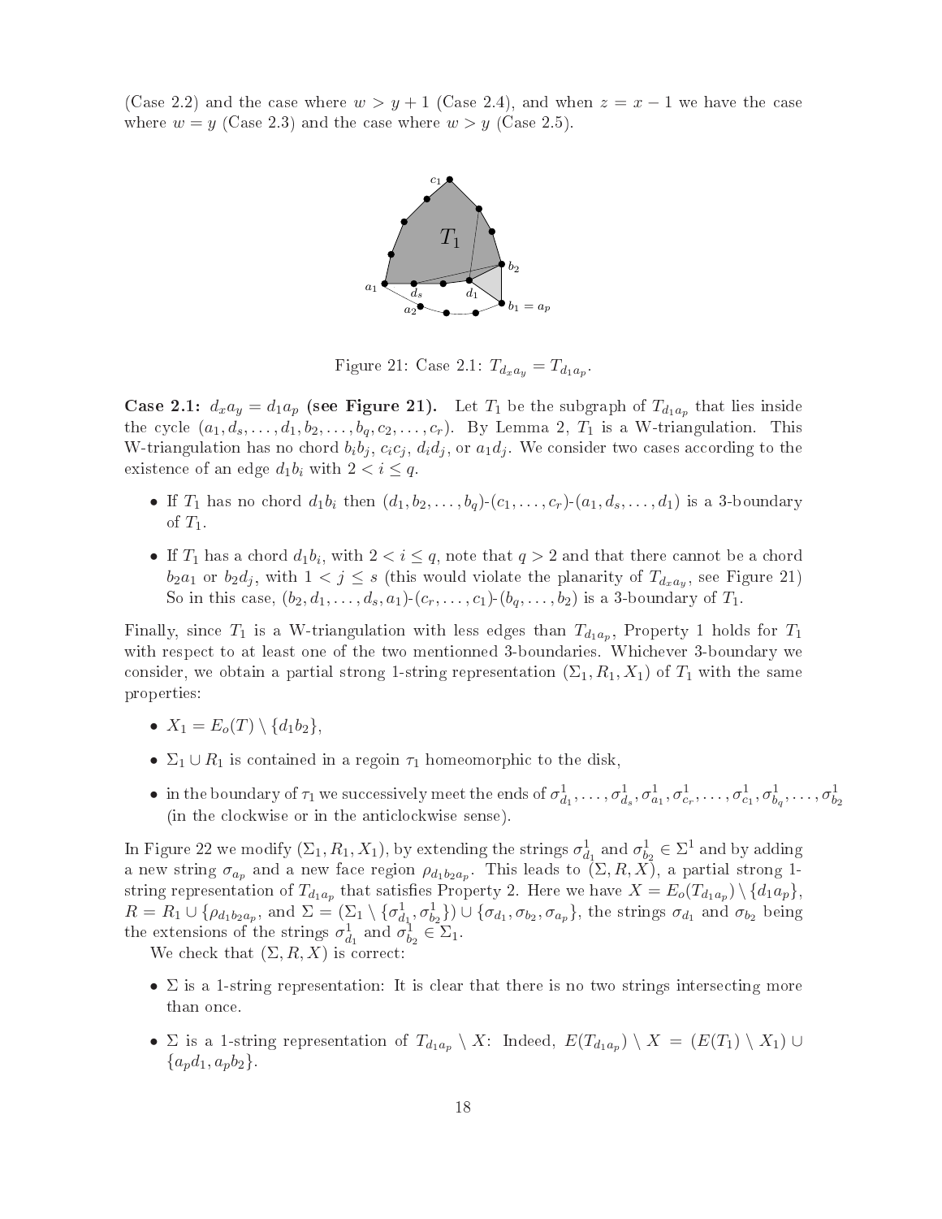(Case 2.2) and the case where $w > y + 1$ (Case 2.4), and when $z = x - 1$ we have the case where $w = y$ (Case 2.3) and the case where $w > y$ (Case 2.5).

Figure 21: Case 2.1: $T_{d_x a_y} = T_{d_1 a_p}$.

**Case 2.1: $d_x a_y = d_1 a_p$ (see Figure 21).** Let $T_1$ be the subgraph of $T_{d_1 a_p}$ that lies inside the cycle $(a_1, d_s, \ldots, d_1, b_2, \ldots, b_q, c_2, \ldots, c_r)$. By Lemma 2, $T_1$ is a W-triangulation. This W-triangulation has no chord $b_i b_j$, $c_i c_j$, $d_i d_j$, or $a_1 d_j$. We consider two cases according to the existence of an edge $d_1 b_i$ with $2 < i \leq q$.

- If $T_1$ has no chord $d_1 b_i$ then $(d_1, b_2, \ldots, b_q)$-$(c_1, \ldots, c_r)$-$(a_1, d_s, \ldots, d_1)$ is a 3-boundary of $T_1$.
- If $T_1$ has a chord $d_1 b_i$, with $2 < i \leq q$, note that $q > 2$ and that there cannot be a chord $b_2 a_1$ or $b_2 d_j$, with $1 < j \leq s$ (this would violate the planarity of $T_{d_x a_y}$, see Figure 21) So in this case, $(b_2, d_1, \ldots, d_s, a_1)$-$(c_r, \ldots, c_1)$-$(b_q, \ldots, b_2)$ is a 3-boundary of $T_1$.

Finally, since $T_1$ is a W-triangulation with less edges than $T_{d_1 a_p}$, Property 1 holds for $T_1$ with respect to at least one of the two mentionned 3-boundaries. Whichever 3-boundary we consider, we obtain a partial strong 1-string representation $(\Sigma_1, R_1, X_1)$ of $T_1$ with the same properties:

- $X_1 = E_o(T) \setminus \{d_1 b_2\}$,
- $\Sigma_1 \cup R_1$ is contained in a regoin $\tau_1$ homeomorphic to the disk,
- in the boundary of $\tau_1$ we successively meet the ends of $\sigma^1_{d_1}, \ldots, \sigma^1_{d_s}, \sigma^1_{a_1}, \sigma^1_{c_r}, \ldots, \sigma^1_{c_1}, \sigma^1_{b_q}, \ldots, \sigma^1_{b_2}$ (in the clockwise or in the anticlockwise sense).

In Figure 22 we modify $(\Sigma_1, R_1, X_1)$, by extending the strings $\sigma^1_{d_1}$ and $\sigma^1_{b_2} \in \Sigma^1$ and by adding a new string $\sigma_{a_p}$ and a new face region $\rho_{d_1 b_2 a_p}$. This leads to $(\Sigma, R, X)$, a partial strong 1-string representation of $T_{d_1 a_p}$ that satisfies Property 2. Here we have $X = E_o(T_{d_1 a_p}) \setminus \{d_1 a_p\}$, $R = R_1 \cup \{\rho_{d_1 b_2 a_p}$, and $\Sigma = (\Sigma_1 \setminus \{\sigma^1_{d_1}, \sigma^1_{b_2}\}) \cup \{\sigma_{d_1}, \sigma_{b_2}, \sigma_{a_p}\}$, the strings $\sigma_{d_1}$ and $\sigma_{b_2}$ being the extensions of the strings $\sigma^1_{d_1}$ and $\sigma^1_{b_2} \in \Sigma_1$.

We check that $(\Sigma, R, X)$ is correct:

- $\Sigma$ is a 1-string representation: It is clear that there is no two strings intersecting more than once.
- $\Sigma$ is a 1-string representation of $T_{d_1 a_p} \setminus X$: Indeed, $E(T_{d_1 a_p}) \setminus X = (E(T_1) \setminus X_1) \cup \{a_p d_1, a_p b_2\}$.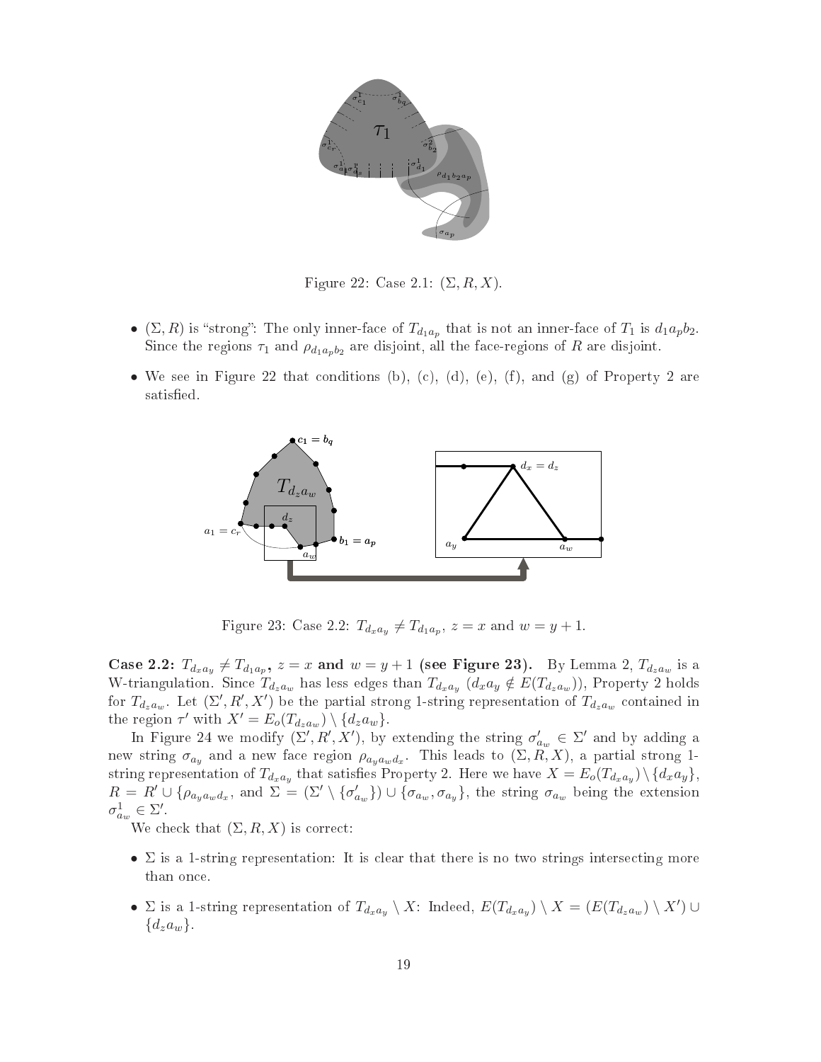Figure 22: Case 2.1: $(\Sigma, R, X)$.

- $(\Sigma, R)$ is "strong": The only inner-face of $T_{d_1 a_p}$ that is not an inner-face of $T_1$ is $d_1 a_p b_2$. Since the regions $\tau_1$ and $\rho_{d_1 a_p b_2}$ are disjoint, all the face-regions of $R$ are disjoint.
- We see in Figure 22 that conditions (b), (c), (d), (e), (f), and (g) of Property 2 are satisfied.

Figure 23: Case 2.2: $T_{d_x a_y} \neq T_{d_1 a_p}$, $z = x$ and $w = y + 1$.

**Case 2.2: $T_{d_x a_y} \neq T_{d_1 a_p}$, $z = x$ and $w = y + 1$ (see Figure 23).** By Lemma 2, $T_{d_z a_w}$ is a W-triangulation. Since $T_{d_z a_w}$ has less edges than $T_{d_x a_y}$ ($d_x a_y \notin E(T_{d_z a_w})$), Property 2 holds for $T_{d_z a_w}$. Let $(\Sigma', R', X')$ be the partial strong 1-string representation of $T_{d_z a_w}$ contained in the region $\tau'$ with $X' = E_o(T_{d_z a_w}) \setminus \{d_z a_w\}$.

In Figure 24 we modify $(\Sigma', R', X')$, by extending the string $\sigma'_{a_w} \in \Sigma'$ and by adding a new string $\sigma_{a_y}$ and a new face region $\rho_{a_y a_w d_x}$. This leads to $(\Sigma, R, X)$, a partial strong 1-string representation of $T_{d_x a_y}$ that satisfies Property 2. Here we have $X = E_o(T_{d_x a_y}) \setminus \{d_x a_y\}$, $R = R' \cup \{\rho_{a_y a_w d_x}$, and $\Sigma = (\Sigma' \setminus \{\sigma'_{a_w}\}) \cup \{\sigma_{a_w}, \sigma_{a_y}\}$, the string $\sigma_{a_w}$ being the extension $\sigma^1_{a_w} \in \Sigma'$.

We check that $(\Sigma, R, X)$ is correct:

- $\Sigma$ is a 1-string representation: It is clear that there is no two strings intersecting more than once.
- $\Sigma$ is a 1-string representation of $T_{d_x a_y} \setminus X$: Indeed, $E(T_{d_x a_y}) \setminus X = (E(T_{d_z a_w}) \setminus X') \cup \{d_z a_w\}$.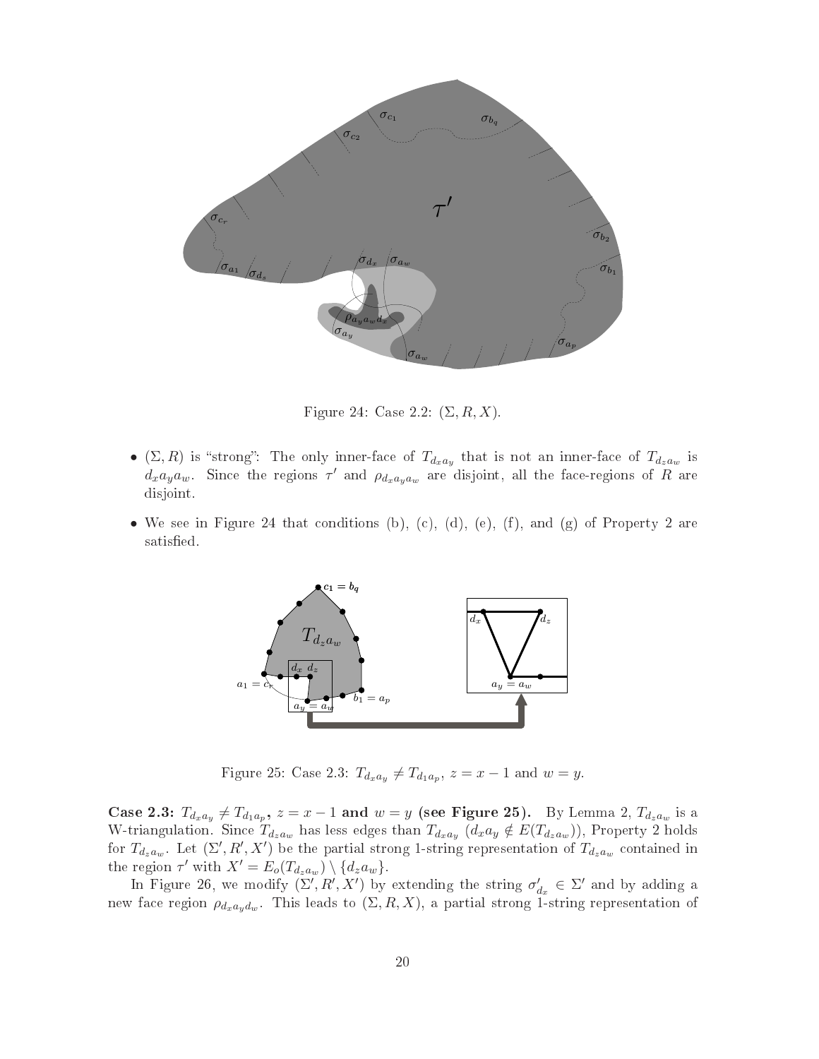Figure 24: Case 2.2: $(\Sigma, R, X)$.

- $(\Sigma, R)$ is "strong": The only inner-face of $T_{d_x a_y}$ that is not an inner-face of $T_{d_z a_w}$ is $d_x a_y a_w$. Since the regions $\tau'$ and $\rho_{d_x a_y a_w}$ are disjoint, all the face-regions of $R$ are disjoint.
- We see in Figure 24 that conditions (b), (c), (d), (e), (f), and (g) of Property 2 are satisfied.

Figure 25: Case 2.3: $T_{d_x a_y} \neq T_{d_1 a_p}$, $z = x - 1$ and $w = y$.

**Case 2.3: $T_{d_x a_y} \neq T_{d_1 a_p}$, $z = x - 1$ and $w = y$ (see Figure 25).** By Lemma 2, $T_{d_z a_w}$ is a W-triangulation. Since $T_{d_z a_w}$ has less edges than $T_{d_x a_y}$ ($d_x a_y \notin E(T_{d_z a_w})$), Property 2 holds for $T_{d_z a_w}$. Let $(\Sigma', R', X')$ be the partial strong 1-string representation of $T_{d_z a_w}$ contained in the region $\tau'$ with $X' = E_o(T_{d_z a_w}) \setminus \{d_z a_w\}$.

In Figure 26, we modify $(\Sigma', R', X')$ by extending the string $\sigma'_{d_x} \in \Sigma'$ and by adding a new face region $\rho_{d_x a_y d_w}$. This leads to $(\Sigma, R, X)$, a partial strong 1-string representation of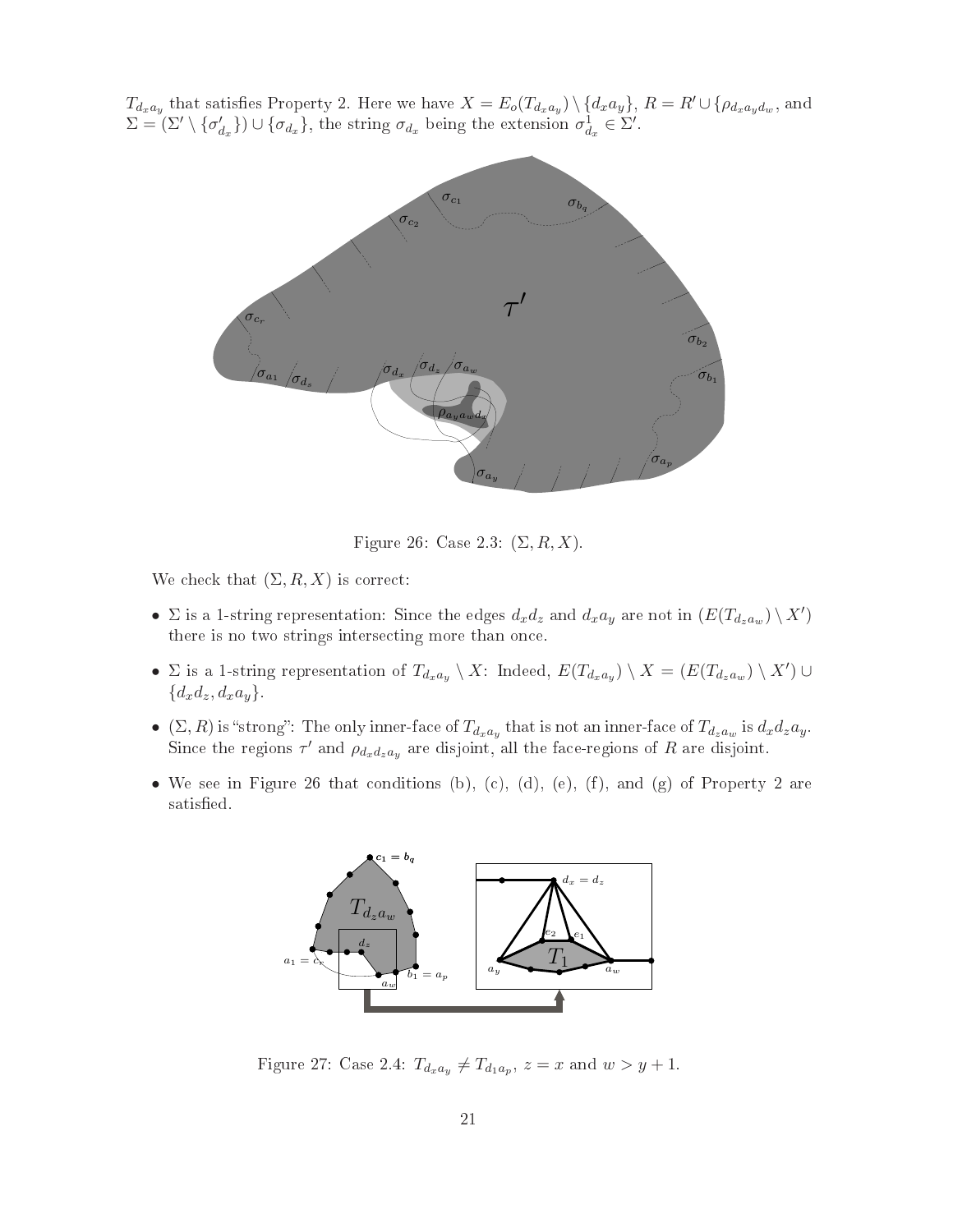$T_{d_x a_y}$ that satisfies Property 2. Here we have $X = E_o(T_{d_x a_y}) \setminus \{d_x a_y\}$, $R = R' \cup \{\rho_{d_x a_y d_w}$, and $\Sigma = (\Sigma' \setminus \{\sigma'_{d_x}\}) \cup \{\sigma_{d_x}\}$, the string $\sigma_{d_x}$ being the extension $\sigma^1_{d_x} \in \Sigma'$.

Figure 26: Case 2.3: $(\Sigma, R, X)$.

We check that $(\Sigma, R, X)$ is correct:

- $\Sigma$ is a 1-string representation: Since the edges $d_x d_z$ and $d_x a_y$ are not in $(E(T_{d_z a_w}) \setminus X')$ there is no two strings intersecting more than once.
- $\Sigma$ is a 1-string representation of $T_{d_x a_y} \setminus X$: Indeed, $E(T_{d_x a_y}) \setminus X = (E(T_{d_z a_w}) \setminus X') \cup \{d_x d_z, d_x a_y\}$.
- $(\Sigma, R)$ is "strong": The only inner-face of $T_{d_x a_y}$ that is not an inner-face of $T_{d_z a_w}$ is $d_x d_z a_y$. Since the regions $\tau'$ and $\rho_{d_x d_z a_y}$ are disjoint, all the face-regions of $R$ are disjoint.
- We see in Figure 26 that conditions (b), (c), (d), (e), (f), and (g) of Property 2 are satisfied.

Figure 27: Case 2.4: $T_{d_x a_y} \neq T_{d_1 a_p}$, $z = x$ and $w > y + 1$.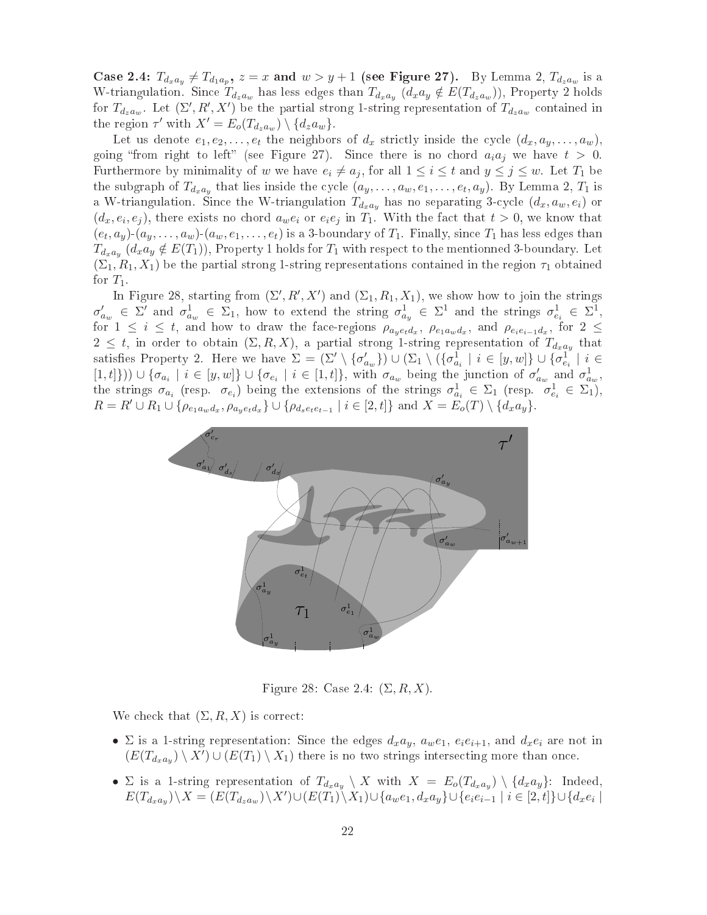**Case 2.4: $T_{d_x a_y} \neq T_{d_1 a_p}$, $z = x$ and $w > y+1$ (see Figure 27).** By Lemma 2, $T_{d_z a_w}$ is a W-triangulation. Since $T_{d_z a_w}$ has less edges than $T_{d_x a_y}$ ($d_x a_y \notin E(T_{d_z a_w})$), Property 2 holds for $T_{d_z a_w}$. Let $(\Sigma', R', X')$ be the partial strong 1-string representation of $T_{d_z a_w}$ contained in the region $\tau'$ with $X' = E_o(T_{d_z a_w}) \setminus \{d_z a_w\}$.

Let us denote $e_1, e_2, \ldots, e_t$ the neighbors of $d_x$ strictly inside the cycle $(d_x, a_y, \ldots, a_w)$, going "from right to left" (see Figure 27). Since there is no chord $a_i a_j$ we have $t > 0$. Furthermore by minimality of $w$ we have $e_i \neq a_j$, for all $1 \leq i \leq t$ and $y \leq j \leq w$. Let $T_1$ be the subgraph of $T_{d_x a_y}$ that lies inside the cycle $(a_y, \ldots, a_w, e_1, \ldots, e_t, a_y)$. By Lemma 2, $T_1$ is a W-triangulation. Since the W-triangulation $T_{d_x a_y}$ has no separating 3-cycle $(d_x, a_w, e_i)$ or $(d_x, e_i, e_j)$, there exists no chord $a_w e_i$ or $e_i e_j$ in $T_1$. With the fact that $t > 0$, we know that $(e_t, a_y)$-$(a_y, \ldots, a_w)$-$(a_w, e_1, \ldots, e_t)$ is a 3-boundary of $T_1$. Finally, since $T_1$ has less edges than $T_{d_x a_y}$ ($d_x a_y \notin E(T_1)$), Property 1 holds for $T_1$ with respect to the mentionned 3-boundary. Let $(\Sigma_1, R_1, X_1)$ be the partial strong 1-string representations contained in the region $\tau_1$ obtained for $T_1$.

In Figure 28, starting from $(\Sigma', R', X')$ and $(\Sigma_1, R_1, X_1)$, we show how to join the strings $\sigma'_{a_w} \in \Sigma'$ and $\sigma^1_{a_w} \in \Sigma_1$, how to extend the string $\sigma^1_{a_y} \in \Sigma^1$ and the strings $\sigma^1_{e_i} \in \Sigma^1$, for $1 \leq i \leq t$, and how to draw the face-regions $\rho_{a_y e_t d_x}$, $\rho_{e_1 a_w d_x}$, and $\rho_{e_i e_{i-1} d_x}$, for $2 \leq 2 \leq t$, in order to obtain $(\Sigma, R, X)$, a partial strong 1-string representation of $T_{d_x a_y}$ that satisfies Property 2. Here we have $\Sigma = (\Sigma' \setminus \{\sigma'_{a_w}\}) \cup (\Sigma_1 \setminus (\{\sigma^1_{a_i} \mid i \in [y, w]\} \cup \{\sigma^1_{e_i} \mid i \in [1, t]\})) \cup \{\sigma_{a_i} \mid i \in [y, w]\} \cup \{\sigma_{e_i} \mid i \in [1, t]\}$, with $\sigma_{a_w}$ being the junction of $\sigma'_{a_w}$ and $\sigma^1_{a_w}$, the strings $\sigma_{a_i}$ (resp. $\sigma_{e_i}$) being the extensions of the strings $\sigma^1_{a_i} \in \Sigma_1$ (resp. $\sigma^1_{e_i} \in \Sigma_1$), $R = R' \cup R_1 \cup \{\rho_{e_1 a_w d_x}, \rho_{a_y e_t d_x}\} \cup \{\rho_{d_s e_t e_{t-1}} \mid i \in [2, t]\}$ and $X = E_o(T) \setminus \{d_x a_y\}$.

Figure 28: Case 2.4: $(\Sigma, R, X)$.

We check that $(\Sigma, R, X)$ is correct:

- $\Sigma$ is a 1-string representation: Since the edges $d_x a_y$, $a_w e_1$, $e_i e_{i+1}$, and $d_x e_i$ are not in $(E(T_{d_x a_y}) \setminus X') \cup (E(T_1) \setminus X_1)$ there is no two strings intersecting more than once.
- $\Sigma$ is a 1-string representation of $T_{d_x a_y} \setminus X$ with $X = E_o(T_{d_x a_y}) \setminus \{d_x a_y\}$: Indeed, $E(T_{d_x a_y}) \setminus X = (E(T_{d_z a_w}) \setminus X') \cup (E(T_1) \setminus X_1) \cup \{a_w e_1, d_x a_y\} \cup \{e_i e_{i-1} \mid i \in [2, t]\} \cup \{d_x e_i \mid$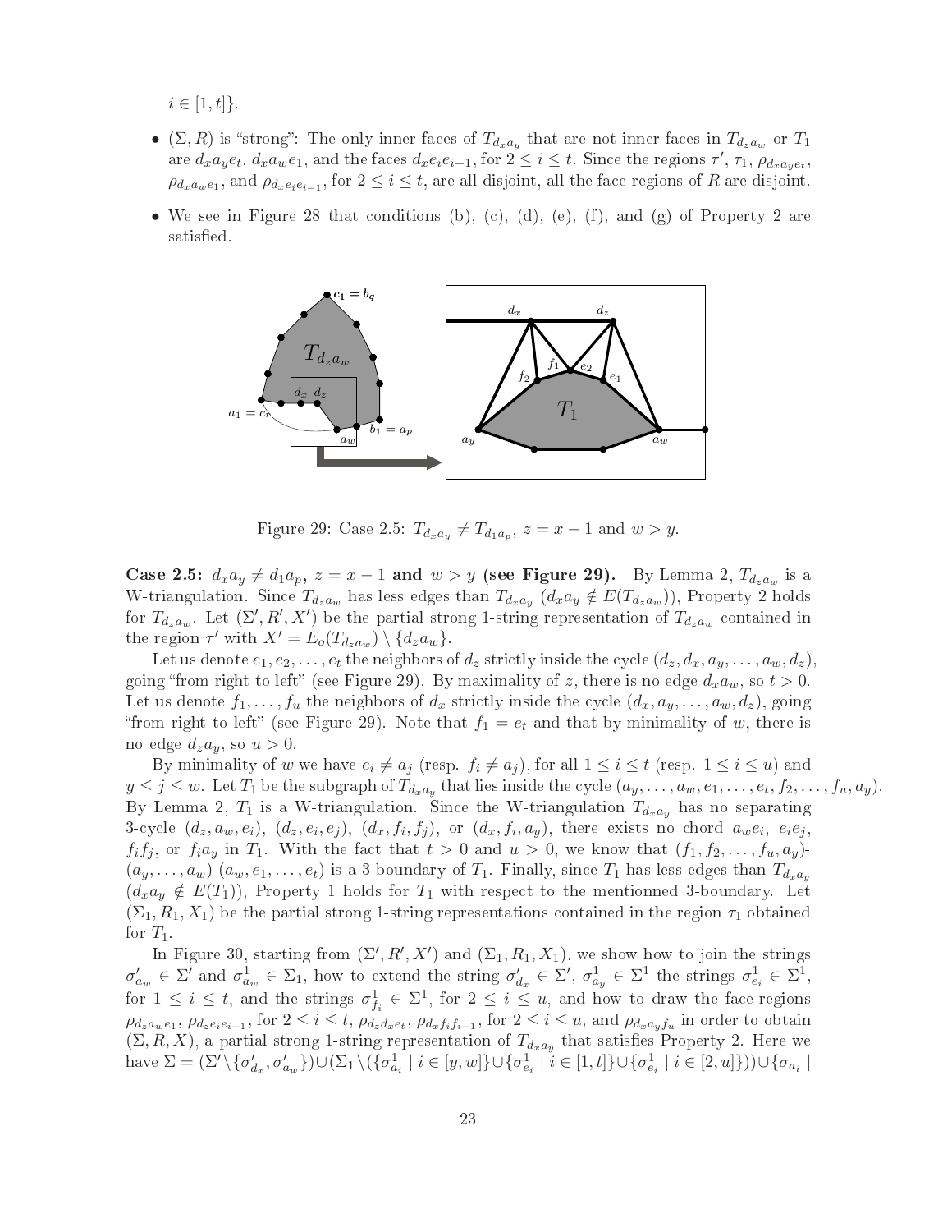$i \in [1, t]\}$.

- $(\Sigma, R)$ is "strong": The only inner-faces of $T_{d_x a_y}$ that are not inner-faces in $T_{d_z a_w}$ or $T_1$ are $d_x a_y e_t$, $d_x a_w e_1$, and the faces $d_x e_i e_{i-1}$, for $2 \le i \le t$. Since the regions $\tau'$, $\tau_1$, $\rho_{d_x a_y e_t}$, $\rho_{d_x a_w e_1}$, and $\rho_{d_x e_i e_{i-1}}$, for $2 \le i \le t$, are all disjoint, all the face-regions of $R$ are disjoint.
- We see in Figure 28 that conditions (b), (c), (d), (e), (f), and (g) of Property 2 are satisfied.

Figure 29: Case 2.5: $T_{d_x a_y} \neq T_{d_1 a_p}$, $z = x - 1$ and $w > y$.

**Case 2.5: $d_x a_y \neq d_1 a_p$, $z = x - 1$ and $w > y$ (see Figure 29).** By Lemma 2, $T_{d_z a_w}$ is a W-triangulation. Since $T_{d_z a_w}$ has less edges than $T_{d_x a_y}$ ($d_x a_y \notin E(T_{d_z a_w})$), Property 2 holds for $T_{d_z a_w}$. Let $(\Sigma', R', X')$ be the partial strong 1-string representation of $T_{d_z a_w}$ contained in the region $\tau'$ with $X' = E_o(T_{d_z a_w}) \setminus \{d_z a_w\}$.

Let us denote $e_1, e_2, \ldots, e_t$ the neighbors of $d_z$ strictly inside the cycle $(d_z, d_x, a_y, \ldots, a_w, d_z)$, going "from right to left" (see Figure 29). By maximality of $z$, there is no edge $d_x a_w$, so $t > 0$. Let us denote $f_1, \ldots, f_u$ the neighbors of $d_x$ strictly inside the cycle $(d_x, a_y, \ldots, a_w, d_z)$, going "from right to left" (see Figure 29). Note that $f_1 = e_t$ and that by minimality of $w$, there is no edge $d_z a_y$, so $u > 0$.

By minimality of $w$ we have $e_i \neq a_j$ (resp. $f_i \neq a_j$), for all $1 \le i \le t$ (resp. $1 \le i \le u$) and $y \le j \le w$. Let $T_1$ be the subgraph of $T_{d_x a_y}$ that lies inside the cycle $(a_y, \ldots, a_w, e_1, \ldots, e_t, f_2, \ldots, f_u, a_y)$. By Lemma 2, $T_1$ is a W-triangulation. Since the W-triangulation $T_{d_x a_y}$ has no separating 3-cycle $(d_z, a_w, e_i)$, $(d_z, e_i, e_j)$, $(d_x, f_i, f_j)$, or $(d_x, f_i, a_y)$, there exists no chord $a_w e_i$, $e_i e_j$, $f_i f_j$, or $f_i a_y$ in $T_1$. With the fact that $t > 0$ and $u > 0$, we know that $(f_1, f_2, \ldots, f_u, a_y)$-$(a_y, \ldots, a_w)$-$(a_w, e_1, \ldots, e_t)$ is a 3-boundary of $T_1$. Finally, since $T_1$ has less edges than $T_{d_x a_y}$ ($d_x a_y \notin E(T_1)$), Property 1 holds for $T_1$ with respect to the mentionned 3-boundary. Let $(\Sigma_1, R_1, X_1)$ be the partial strong 1-string representations contained in the region $\tau_1$ obtained for $T_1$.

In Figure 30, starting from $(\Sigma', R', X')$ and $(\Sigma_1, R_1, X_1)$, we show how to join the strings $\sigma'_{a_w} \in \Sigma'$ and $\sigma^1_{a_w} \in \Sigma_1$, how to extend the string $\sigma'_{d_x} \in \Sigma'$, $\sigma^1_{a_y} \in \Sigma^1$ the strings $\sigma^1_{e_i} \in \Sigma^1$, for $1 \le i \le t$, and the strings $\sigma^1_{f_i} \in \Sigma^1$, for $2 \le i \le u$, and how to draw the face-regions $\rho_{d_z a_w e_1}$, $\rho_{d_z e_i e_{i-1}}$, for $2 \le i \le t$, $\rho_{d_z d_x e_t}$, $\rho_{d_x f_i f_{i-1}}$, for $2 \le i \le u$, and $\rho_{d_x a_y f_u}$ in order to obtain $(\Sigma, R, X)$, a partial strong 1-string representation of $T_{d_x a_y}$ that satisfies Property 2. Here we have $\Sigma = (\Sigma' \setminus \{\sigma'_{d_x}, \sigma'_{a_w}\}) \cup (\Sigma_1 \setminus (\{\sigma^1_{a_i} \mid i \in [y, w]\} \cup \{\sigma^1_{e_i} \mid i \in [1, t]\} \cup \{\sigma^1_{e_i} \mid i \in [2, u]\})) \cup \{\sigma_{a_i} \mid$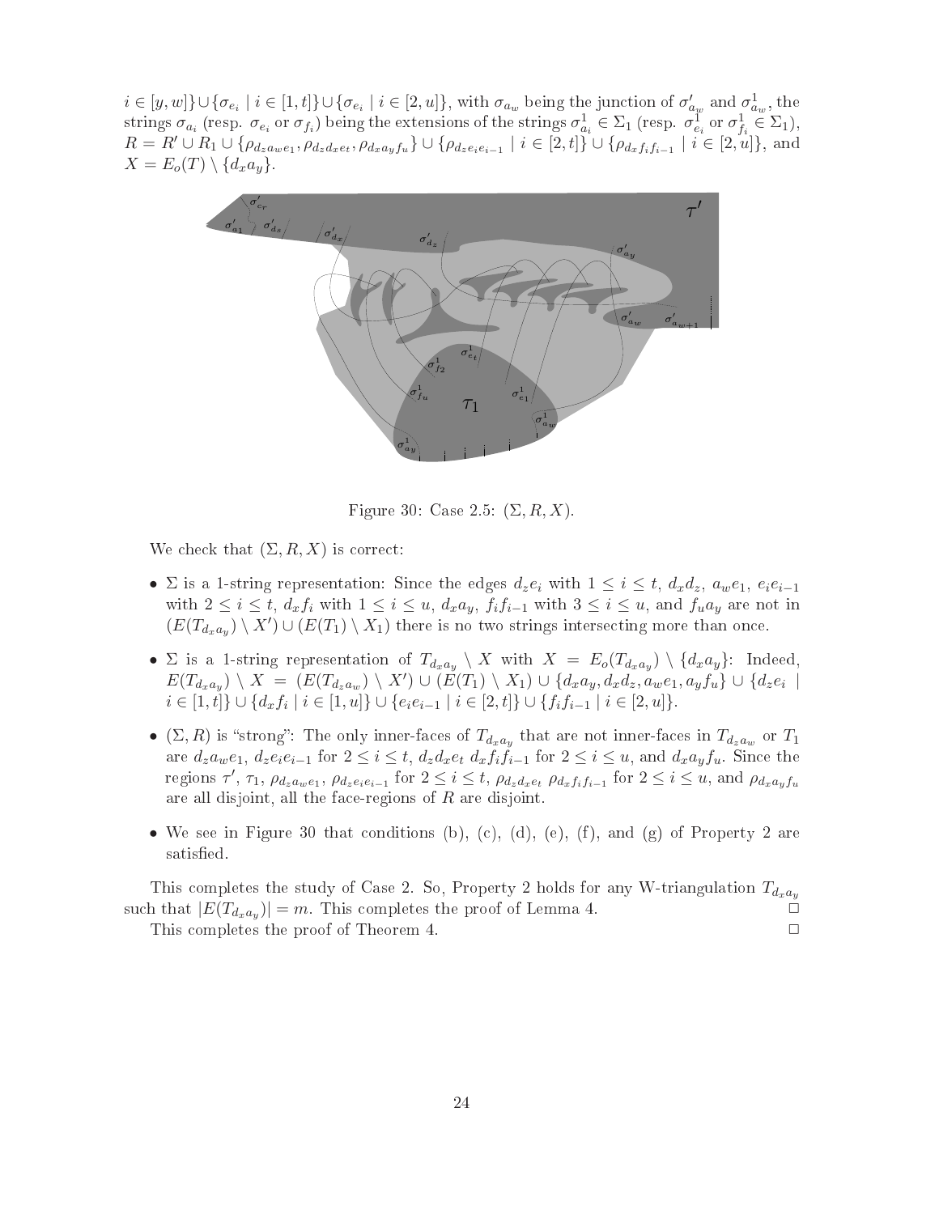$i \in [y, w]\} \cup \{\sigma_{e_i} \mid i \in [1, t]\} \cup \{\sigma_{e_i} \mid i \in [2, u]\}$, with $\sigma_{a_w}$ being the junction of $\sigma'_{a_w}$ and $\sigma^1_{a_w}$, the strings $\sigma_{a_i}$ (resp. $\sigma_{e_i}$ or $\sigma_{f_i}$) being the extensions of the strings $\sigma^1_{a_i} \in \Sigma_1$ (resp. $\sigma^1_{e_i}$ or $\sigma^1_{f_i} \in \Sigma_1$), $R = R' \cup R_1 \cup \{\rho_{d_z a_w e_1}, \rho_{d_z d_x e_t}, \rho_{d_x a_y f_u}\} \cup \{\rho_{d_z e_i e_{i-1}} \mid i \in [2, t]\} \cup \{\rho_{d_x f_i f_{i-1}} \mid i \in [2, u]\}$, and $X = E_o(T) \setminus \{d_x a_y\}$.

Figure 30: Case 2.5: $(\Sigma, R, X)$.

We check that $(\Sigma, R, X)$ is correct:

- $\Sigma$ is a 1-string representation: Since the edges $d_z e_i$ with $1 \le i \le t$, $d_x d_z$, $a_w e_1$, $e_i e_{i-1}$ with $2 \le i \le t$, $d_x f_i$ with $1 \le i \le u$, $d_x a_y$, $f_i f_{i-1}$ with $3 \le i \le u$, and $f_u a_y$ are not in $(E(T_{d_x a_y}) \setminus X') \cup (E(T_1) \setminus X_1)$ there is no two strings intersecting more than once.
- $\Sigma$ is a 1-string representation of $T_{d_x a_y} \setminus X$ with $X = E_o(T_{d_x a_y}) \setminus \{d_x a_y\}$: Indeed, $E(T_{d_x a_y}) \setminus X = (E(T_{d_z a_w}) \setminus X') \cup (E(T_1) \setminus X_1) \cup \{d_x a_y, d_x d_z, a_w e_1, a_y f_u\} \cup \{d_z e_i \mid i \in [1, t]\} \cup \{d_x f_i \mid i \in [1, u]\} \cup \{e_i e_{i-1} \mid i \in [2, t]\} \cup \{f_i f_{i-1} \mid i \in [2, u]\}$.
- $(\Sigma, R)$ is "strong": The only inner-faces of $T_{d_x a_y}$ that are not inner-faces in $T_{d_z a_w}$ or $T_1$ are $d_z a_w e_1$, $d_z e_i e_{i-1}$ for $2 \le i \le t$, $d_z d_x e_t$ $d_x f_i f_{i-1}$ for $2 \le i \le u$, and $d_x a_y f_u$. Since the regions $\tau'$, $\tau_1$, $\rho_{d_z a_w e_1}$, $\rho_{d_z e_i e_{i-1}}$ for $2 \le i \le t$, $\rho_{d_z d_x e_t}$ $\rho_{d_x f_i f_{i-1}}$ for $2 \le i \le u$, and $\rho_{d_x a_y f_u}$ are all disjoint, all the face-regions of $R$ are disjoint.
- We see in Figure 30 that conditions (b), (c), (d), (e), (f), and (g) of Property 2 are satisfied.

This completes the study of Case 2. So, Property 2 holds for any W-triangulation $T_{d_x a_y}$ such that $|E(T_{d_x a_y})| = m$. This completes the proof of Lemma 4. □

This completes the proof of Theorem 4. □